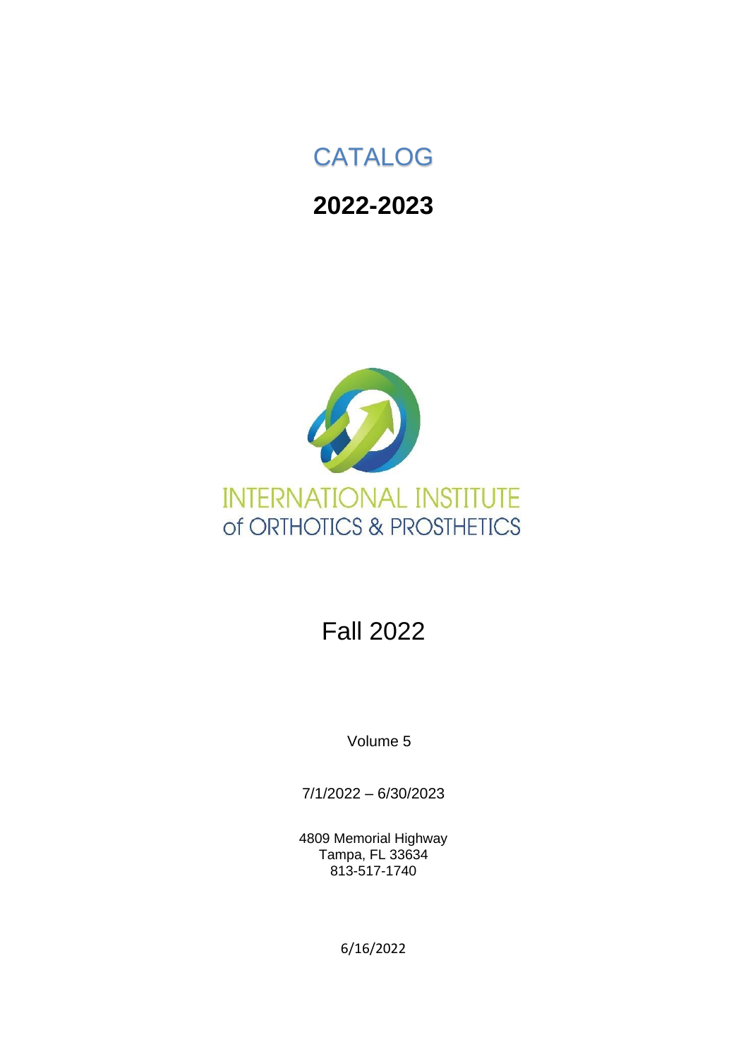# CATALOG

# 2022-2023

INTERNATIONAL INSTITUTE
of ORTHOTICS & PROSTHETICS

## Fall 2022

Volume 5

7/1/2022 – 6/30/2023

4809 Memorial Highway
Tampa, FL 33634
813-517-1740

6/16/2022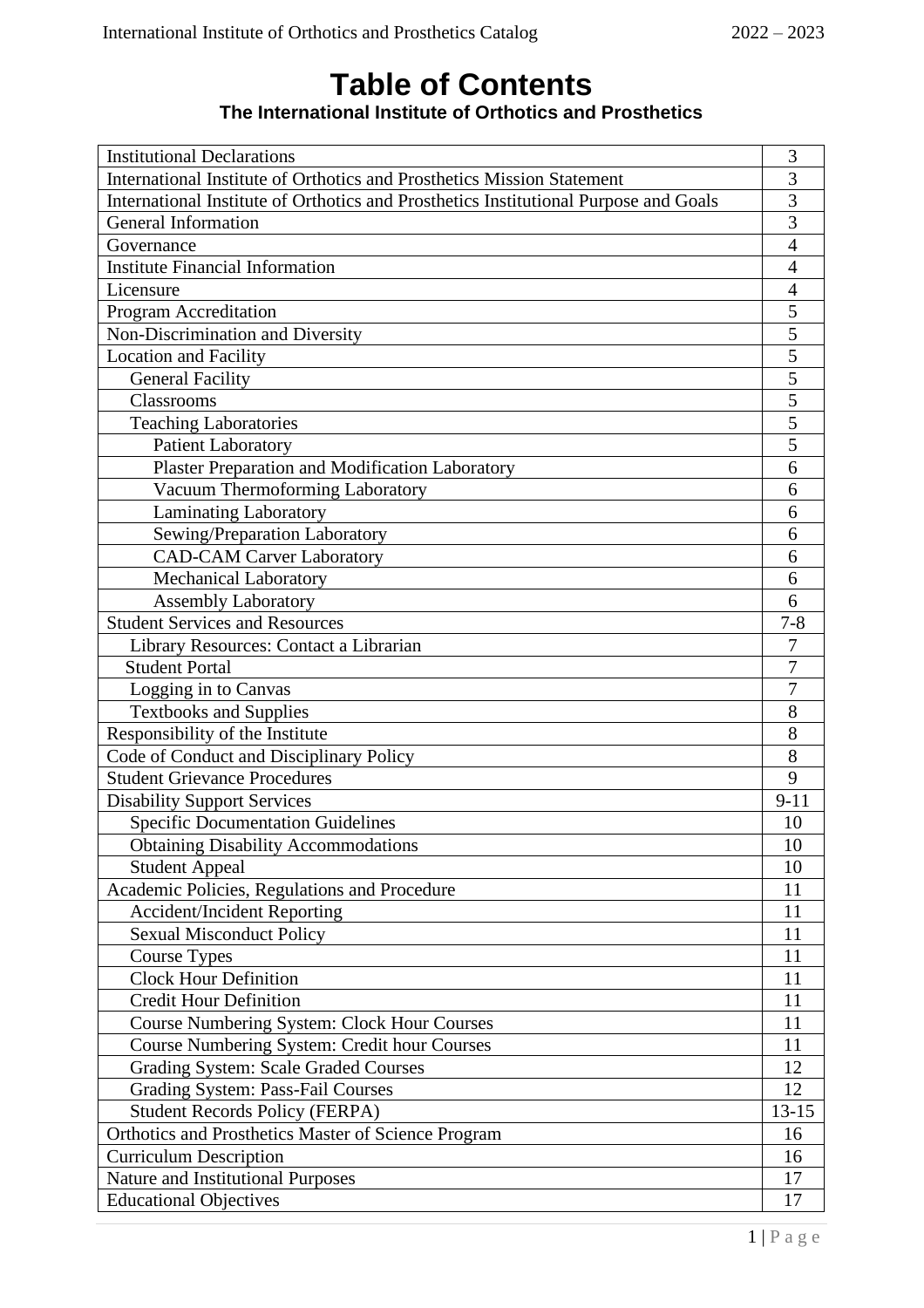# Table of Contents

**The International Institute of Orthotics and Prosthetics**

| Section | Page |
|---|---|
| Institutional Declarations | 3 |
| International Institute of Orthotics and Prosthetics Mission Statement | 3 |
| International Institute of Orthotics and Prosthetics Institutional Purpose and Goals | 3 |
| General Information | 3 |
| Governance | 4 |
| Institute Financial Information | 4 |
| Licensure | 4 |
| Program Accreditation | 5 |
| Non-Discrimination and Diversity | 5 |
| Location and Facility | 5 |
| General Facility | 5 |
| Classrooms | 5 |
| Teaching Laboratories | 5 |
| Patient Laboratory | 5 |
| Plaster Preparation and Modification Laboratory | 6 |
| Vacuum Thermoforming Laboratory | 6 |
| Laminating Laboratory | 6 |
| Sewing/Preparation Laboratory | 6 |
| CAD-CAM Carver Laboratory | 6 |
| Mechanical Laboratory | 6 |
| Assembly Laboratory | 6 |
| Student Services and Resources | 7-8 |
| Library Resources: Contact a Librarian | 7 |
| Student Portal | 7 |
| Logging in to Canvas | 7 |
| Textbooks and Supplies | 8 |
| Responsibility of the Institute | 8 |
| Code of Conduct and Disciplinary Policy | 8 |
| Student Grievance Procedures | 9 |
| Disability Support Services | 9-11 |
| Specific Documentation Guidelines | 10 |
| Obtaining Disability Accommodations | 10 |
| Student Appeal | 10 |
| Academic Policies, Regulations and Procedure | 11 |
| Accident/Incident Reporting | 11 |
| Sexual Misconduct Policy | 11 |
| Course Types | 11 |
| Clock Hour Definition | 11 |
| Credit Hour Definition | 11 |
| Course Numbering System: Clock Hour Courses | 11 |
| Course Numbering System: Credit hour Courses | 11 |
| Grading System: Scale Graded Courses | 12 |
| Grading System: Pass-Fail Courses | 12 |
| Student Records Policy (FERPA) | 13-15 |
| Orthotics and Prosthetics Master of Science Program | 16 |
| Curriculum Description | 16 |
| Nature and Institutional Purposes | 17 |
| Educational Objectives | 17 |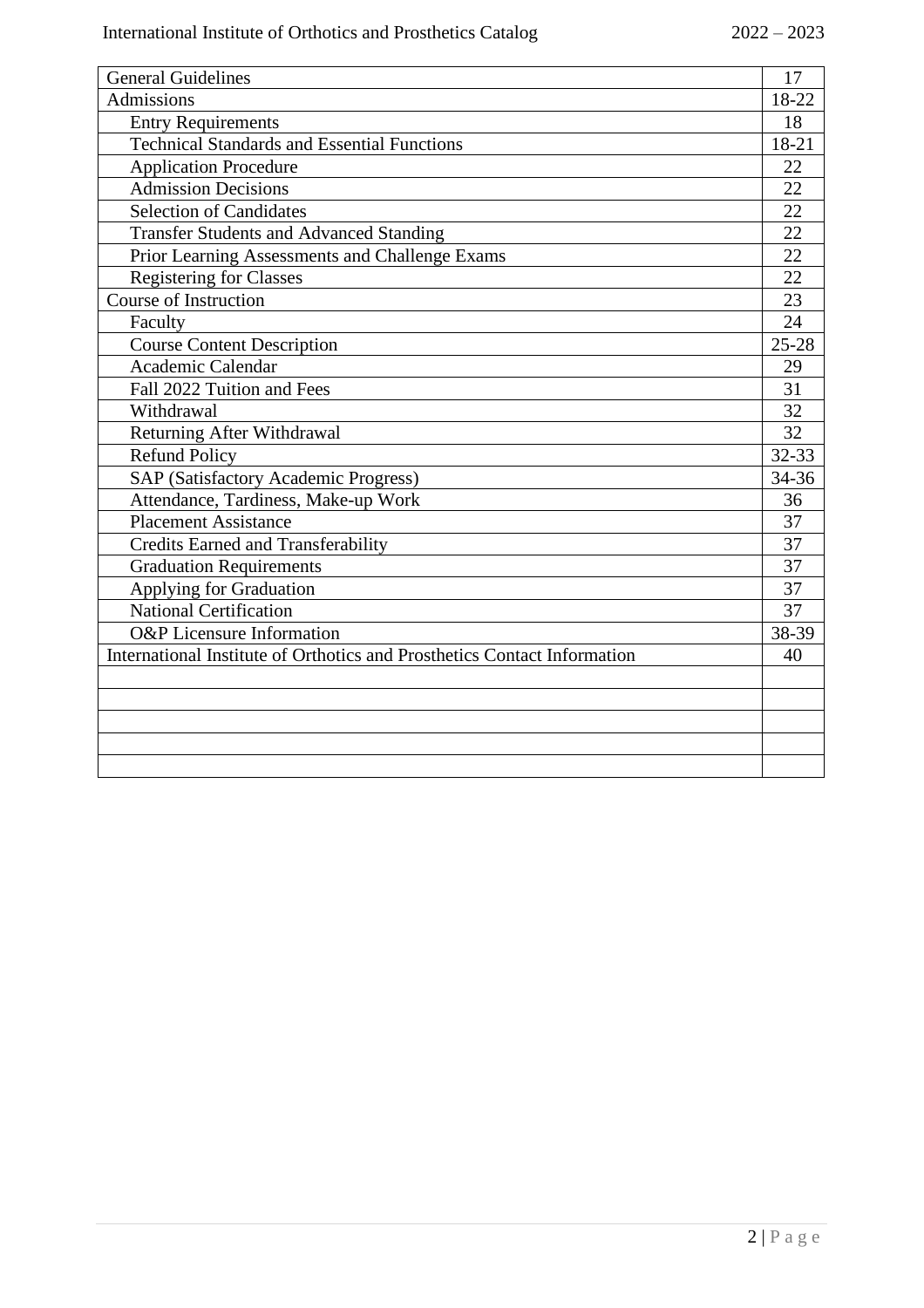| | |
|---|---|
| General Guidelines | 17 |
| Admissions | 18-22 |
| Entry Requirements | 18 |
| Technical Standards and Essential Functions | 18-21 |
| Application Procedure | 22 |
| Admission Decisions | 22 |
| Selection of Candidates | 22 |
| Transfer Students and Advanced Standing | 22 |
| Prior Learning Assessments and Challenge Exams | 22 |
| Registering for Classes | 22 |
| Course of Instruction | 23 |
| Faculty | 24 |
| Course Content Description | 25-28 |
| Academic Calendar | 29 |
| Fall 2022 Tuition and Fees | 31 |
| Withdrawal | 32 |
| Returning After Withdrawal | 32 |
| Refund Policy | 32-33 |
| SAP (Satisfactory Academic Progress) | 34-36 |
| Attendance, Tardiness, Make-up Work | 36 |
| Placement Assistance | 37 |
| Credits Earned and Transferability | 37 |
| Graduation Requirements | 37 |
| Applying for Graduation | 37 |
| National Certification | 37 |
| O&P Licensure Information | 38-39 |
| International Institute of Orthotics and Prosthetics Contact Information | 40 |
| | |
| | |
| | |
| | |
| | |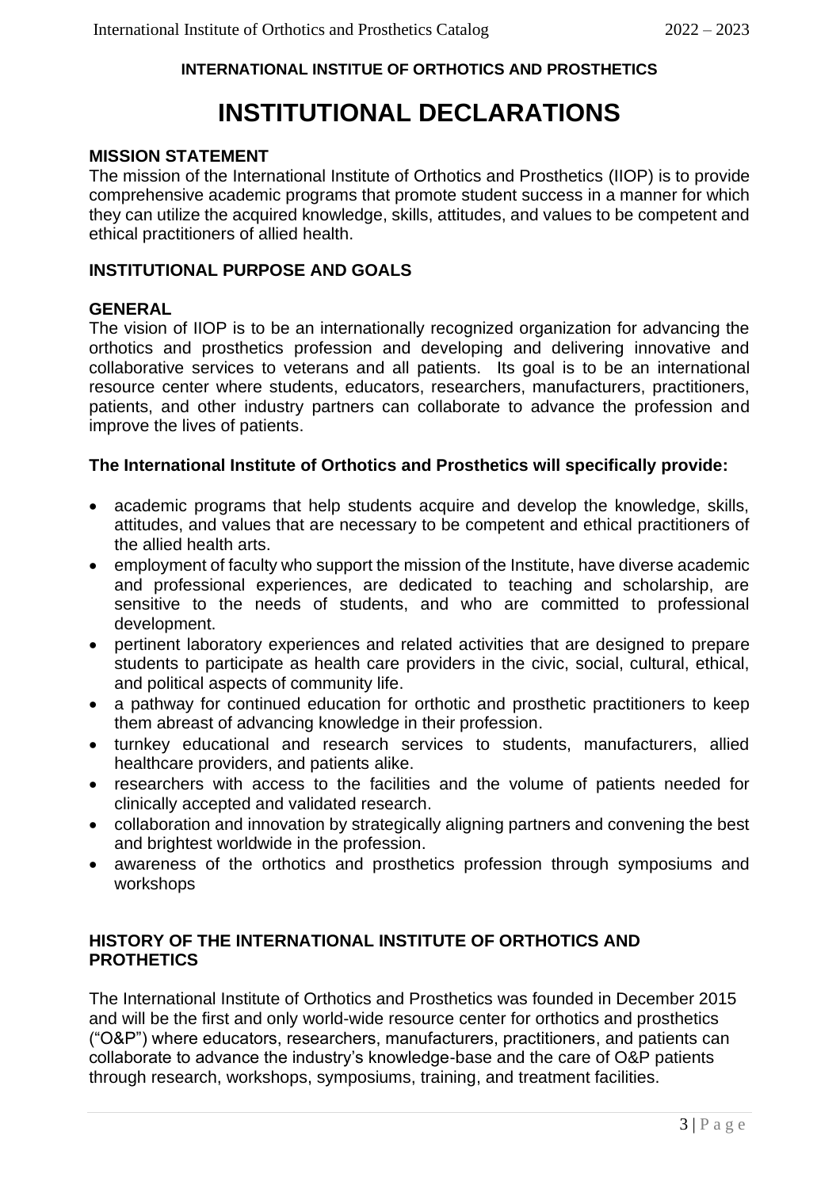**INTERNATIONAL INSTITUE OF ORTHOTICS AND PROSTHETICS**

# INSTITUTIONAL DECLARATIONS

## MISSION STATEMENT

The mission of the International Institute of Orthotics and Prosthetics (IIOP) is to provide comprehensive academic programs that promote student success in a manner for which they can utilize the acquired knowledge, skills, attitudes, and values to be competent and ethical practitioners of allied health.

## INSTITUTIONAL PURPOSE AND GOALS

### GENERAL

The vision of IIOP is to be an internationally recognized organization for advancing the orthotics and prosthetics profession and developing and delivering innovative and collaborative services to veterans and all patients. Its goal is to be an international resource center where students, educators, researchers, manufacturers, practitioners, patients, and other industry partners can collaborate to advance the profession and improve the lives of patients.

**The International Institute of Orthotics and Prosthetics will specifically provide:**

- academic programs that help students acquire and develop the knowledge, skills, attitudes, and values that are necessary to be competent and ethical practitioners of the allied health arts.
- employment of faculty who support the mission of the Institute, have diverse academic and professional experiences, are dedicated to teaching and scholarship, are sensitive to the needs of students, and who are committed to professional development.
- pertinent laboratory experiences and related activities that are designed to prepare students to participate as health care providers in the civic, social, cultural, ethical, and political aspects of community life.
- a pathway for continued education for orthotic and prosthetic practitioners to keep them abreast of advancing knowledge in their profession.
- turnkey educational and research services to students, manufacturers, allied healthcare providers, and patients alike.
- researchers with access to the facilities and the volume of patients needed for clinically accepted and validated research.
- collaboration and innovation by strategically aligning partners and convening the best and brightest worldwide in the profession.
- awareness of the orthotics and prosthetics profession through symposiums and workshops

## HISTORY OF THE INTERNATIONAL INSTITUTE OF ORTHOTICS AND PROTHETICS

The International Institute of Orthotics and Prosthetics was founded in December 2015 and will be the first and only world-wide resource center for orthotics and prosthetics ("O&P") where educators, researchers, manufacturers, practitioners, and patients can collaborate to advance the industry's knowledge-base and the care of O&P patients through research, workshops, symposiums, training, and treatment facilities.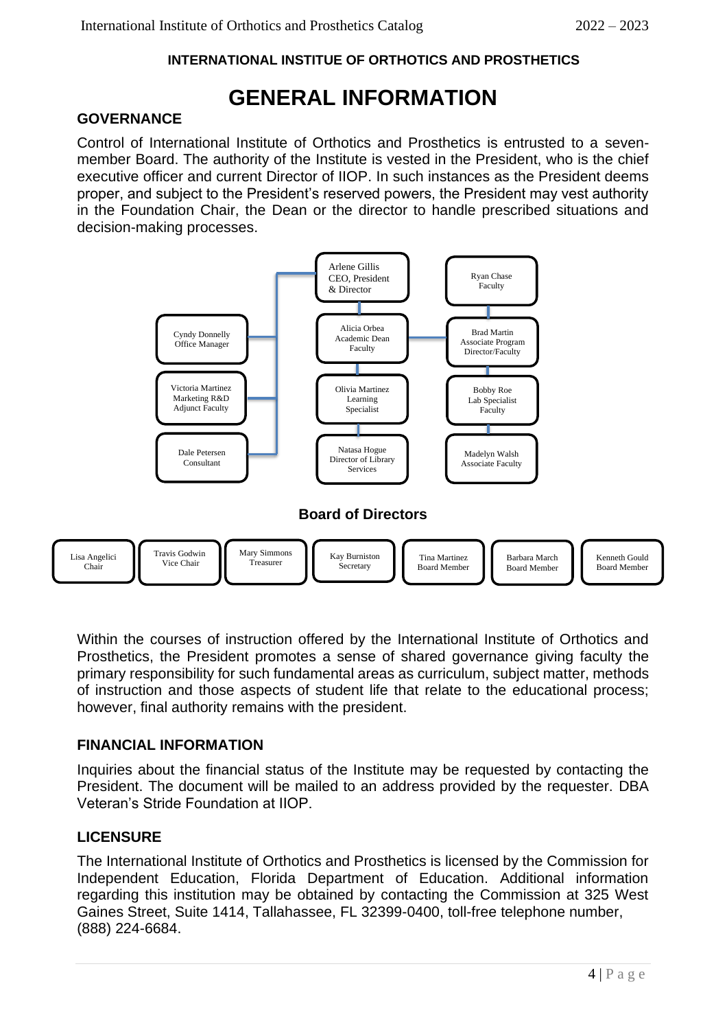**INTERNATIONAL INSTITUE OF ORTHOTICS AND PROSTHETICS**

# GENERAL INFORMATION

## GOVERNANCE

Control of International Institute of Orthotics and Prosthetics is entrusted to a seven-member Board. The authority of the Institute is vested in the President, who is the chief executive officer and current Director of IIOP. In such instances as the President deems proper, and subject to the President's reserved powers, the President may vest authority in the Foundation Chair, the Dean or the director to handle prescribed situations and decision-making processes.

Arlene Gillis
CEO, President & Director

Cyndy Donnelly
Office Manager

Victoria Martinez
Marketing R&D
Adjunct Faculty

Dale Petersen
Consultant

Alicia Orbea
Academic Dean
Faculty

Olivia Martinez
Learning Specialist

Natasa Hogue
Director of Library Services

Ryan Chase
Faculty

Brad Martin
Associate Program Director/Faculty

Bobby Roe
Lab Specialist
Faculty

Madelyn Walsh
Associate Faculty

### Board of Directors

| Lisa Angelici | Travis Godwin | Mary Simmons | Kay Burniston | Tina Martinez | Barbara March | Kenneth Gould |
|---|---|---|---|---|---|---|
| Chair | Vice Chair | Treasurer | Secretary | Board Member | Board Member | Board Member |

Within the courses of instruction offered by the International Institute of Orthotics and Prosthetics, the President promotes a sense of shared governance giving faculty the primary responsibility for such fundamental areas as curriculum, subject matter, methods of instruction and those aspects of student life that relate to the educational process; however, final authority remains with the president.

## FINANCIAL INFORMATION

Inquiries about the financial status of the Institute may be requested by contacting the President. The document will be mailed to an address provided by the requester. DBA Veteran's Stride Foundation at IIOP.

## LICENSURE

The International Institute of Orthotics and Prosthetics is licensed by the Commission for Independent Education, Florida Department of Education. Additional information regarding this institution may be obtained by contacting the Commission at 325 West Gaines Street, Suite 1414, Tallahassee, FL 32399-0400, toll-free telephone number, (888) 224-6684.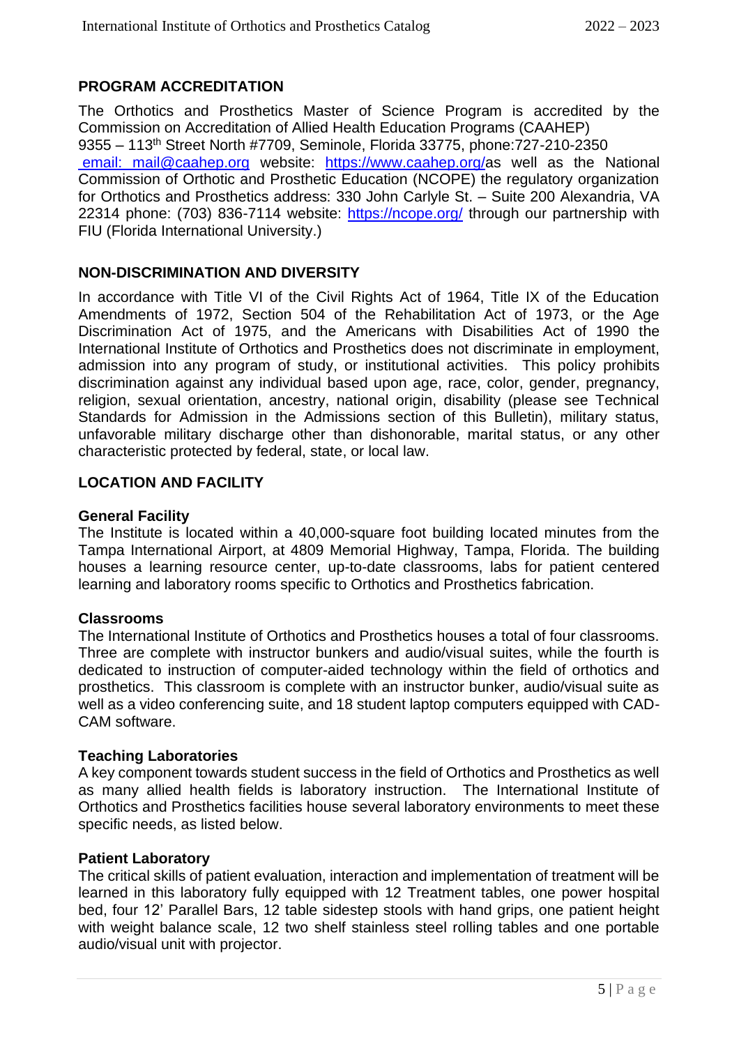## PROGRAM ACCREDITATION

The Orthotics and Prosthetics Master of Science Program is accredited by the Commission on Accreditation of Allied Health Education Programs (CAAHEP) 9355 – 113th Street North #7709, Seminole, Florida 33775, phone:727-210-2350 email: mail@caahep.org website: https://www.caahep.org/as well as the National Commission of Orthotic and Prosthetic Education (NCOPE) the regulatory organization for Orthotics and Prosthetics address: 330 John Carlyle St. – Suite 200 Alexandria, VA 22314 phone: (703) 836-7114 website: https://ncope.org/ through our partnership with FIU (Florida International University.)

## NON-DISCRIMINATION AND DIVERSITY

In accordance with Title VI of the Civil Rights Act of 1964, Title IX of the Education Amendments of 1972, Section 504 of the Rehabilitation Act of 1973, or the Age Discrimination Act of 1975, and the Americans with Disabilities Act of 1990 the International Institute of Orthotics and Prosthetics does not discriminate in employment, admission into any program of study, or institutional activities. This policy prohibits discrimination against any individual based upon age, race, color, gender, pregnancy, religion, sexual orientation, ancestry, national origin, disability (please see Technical Standards for Admission in the Admissions section of this Bulletin), military status, unfavorable military discharge other than dishonorable, marital status, or any other characteristic protected by federal, state, or local law.

## LOCATION AND FACILITY

### General Facility

The Institute is located within a 40,000-square foot building located minutes from the Tampa International Airport, at 4809 Memorial Highway, Tampa, Florida. The building houses a learning resource center, up-to-date classrooms, labs for patient centered learning and laboratory rooms specific to Orthotics and Prosthetics fabrication.

### Classrooms

The International Institute of Orthotics and Prosthetics houses a total of four classrooms. Three are complete with instructor bunkers and audio/visual suites, while the fourth is dedicated to instruction of computer-aided technology within the field of orthotics and prosthetics. This classroom is complete with an instructor bunker, audio/visual suite as well as a video conferencing suite, and 18 student laptop computers equipped with CAD-CAM software.

### Teaching Laboratories

A key component towards student success in the field of Orthotics and Prosthetics as well as many allied health fields is laboratory instruction. The International Institute of Orthotics and Prosthetics facilities house several laboratory environments to meet these specific needs, as listed below.

### Patient Laboratory

The critical skills of patient evaluation, interaction and implementation of treatment will be learned in this laboratory fully equipped with 12 Treatment tables, one power hospital bed, four 12' Parallel Bars, 12 table sidestep stools with hand grips, one patient height with weight balance scale, 12 two shelf stainless steel rolling tables and one portable audio/visual unit with projector.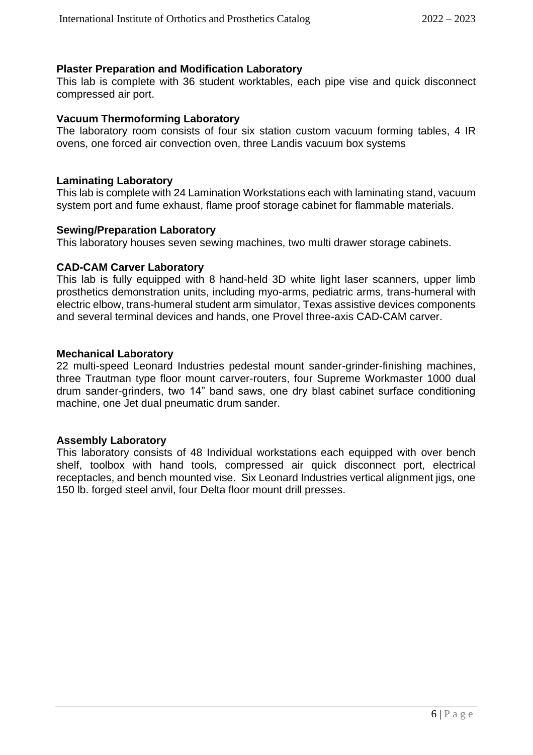### Plaster Preparation and Modification Laboratory

This lab is complete with 36 student worktables, each pipe vise and quick disconnect compressed air port.

### Vacuum Thermoforming Laboratory

The laboratory room consists of four six station custom vacuum forming tables, 4 IR ovens, one forced air convection oven, three Landis vacuum box systems

### Laminating Laboratory

This lab is complete with 24 Lamination Workstations each with laminating stand, vacuum system port and fume exhaust, flame proof storage cabinet for flammable materials.

### Sewing/Preparation Laboratory

This laboratory houses seven sewing machines, two multi drawer storage cabinets.

### CAD-CAM Carver Laboratory

This lab is fully equipped with 8 hand-held 3D white light laser scanners, upper limb prosthetics demonstration units, including myo-arms, pediatric arms, trans-humeral with electric elbow, trans-humeral student arm simulator, Texas assistive devices components and several terminal devices and hands, one Provel three-axis CAD-CAM carver.

### Mechanical Laboratory

22 multi-speed Leonard Industries pedestal mount sander-grinder-finishing machines, three Trautman type floor mount carver-routers, four Supreme Workmaster 1000 dual drum sander-grinders, two 14" band saws, one dry blast cabinet surface conditioning machine, one Jet dual pneumatic drum sander.

### Assembly Laboratory

This laboratory consists of 48 Individual workstations each equipped with over bench shelf, toolbox with hand tools, compressed air quick disconnect port, electrical receptacles, and bench mounted vise. Six Leonard Industries vertical alignment jigs, one 150 lb. forged steel anvil, four Delta floor mount drill presses.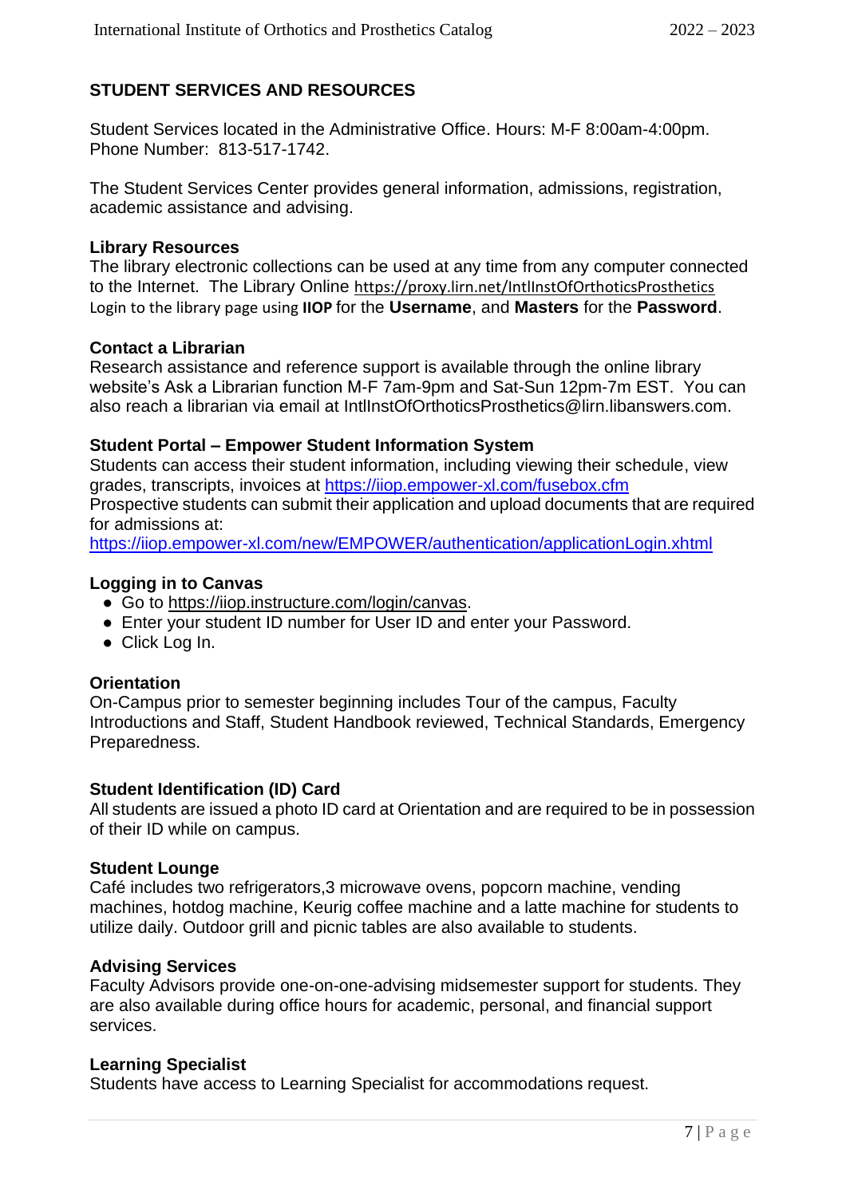## STUDENT SERVICES AND RESOURCES

Student Services located in the Administrative Office. Hours: M-F 8:00am-4:00pm. Phone Number: 813-517-1742.

The Student Services Center provides general information, admissions, registration, academic assistance and advising.

### Library Resources

The library electronic collections can be used at any time from any computer connected to the Internet. The Library Online https://proxy.lirn.net/IntlInstOfOrthoticsProsthetics Login to the library page using **IIOP** for the **Username**, and **Masters** for the **Password**.

### Contact a Librarian

Research assistance and reference support is available through the online library website's Ask a Librarian function M-F 7am-9pm and Sat-Sun 12pm-7m EST. You can also reach a librarian via email at IntlInstOfOrthoticsProsthetics@lirn.libanswers.com.

### Student Portal – Empower Student Information System

Students can access their student information, including viewing their schedule, view grades, transcripts, invoices at https://iiop.empower-xl.com/fusebox.cfm
Prospective students can submit their application and upload documents that are required for admissions at:
https://iiop.empower-xl.com/new/EMPOWER/authentication/applicationLogin.xhtml

### Logging in to Canvas

- Go to https://iiop.instructure.com/login/canvas.
- Enter your student ID number for User ID and enter your Password.
- Click Log In.

### Orientation

On-Campus prior to semester beginning includes Tour of the campus, Faculty Introductions and Staff, Student Handbook reviewed, Technical Standards, Emergency Preparedness.

### Student Identification (ID) Card

All students are issued a photo ID card at Orientation and are required to be in possession of their ID while on campus.

### Student Lounge

Café includes two refrigerators,3 microwave ovens, popcorn machine, vending machines, hotdog machine, Keurig coffee machine and a latte machine for students to utilize daily. Outdoor grill and picnic tables are also available to students.

### Advising Services

Faculty Advisors provide one-on-one-advising midsemester support for students. They are also available during office hours for academic, personal, and financial support services.

### Learning Specialist

Students have access to Learning Specialist for accommodations request.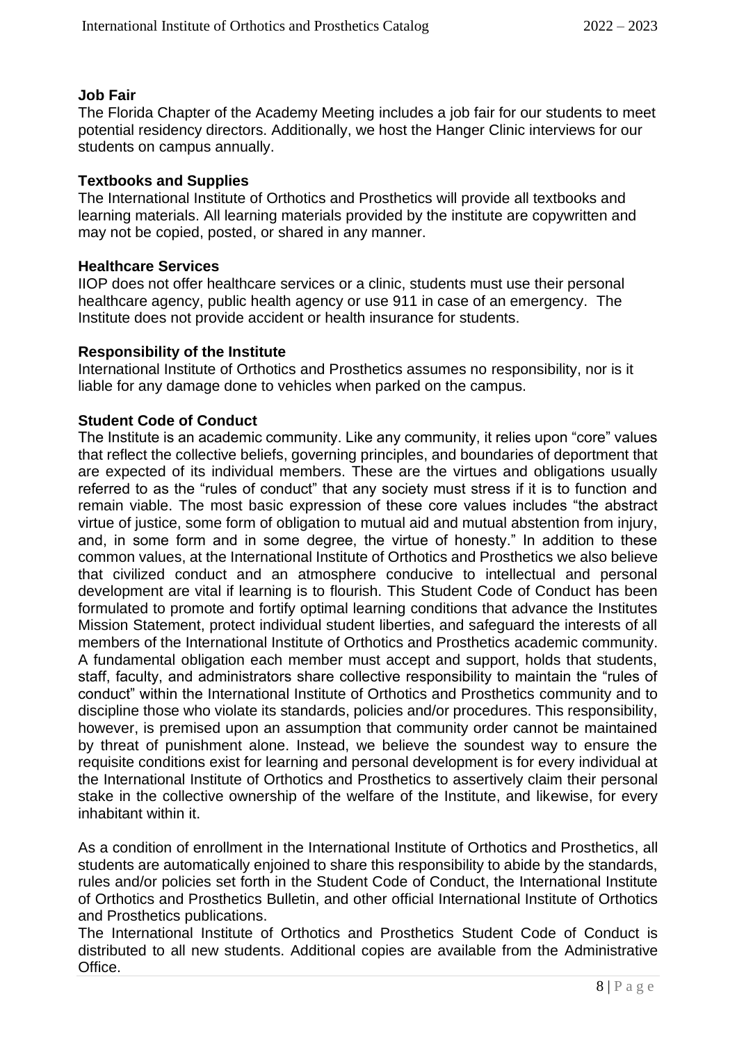### Job Fair

The Florida Chapter of the Academy Meeting includes a job fair for our students to meet potential residency directors. Additionally, we host the Hanger Clinic interviews for our students on campus annually.

### Textbooks and Supplies

The International Institute of Orthotics and Prosthetics will provide all textbooks and learning materials. All learning materials provided by the institute are copywritten and may not be copied, posted, or shared in any manner.

### Healthcare Services

IIOP does not offer healthcare services or a clinic, students must use their personal healthcare agency, public health agency or use 911 in case of an emergency. The Institute does not provide accident or health insurance for students.

### Responsibility of the Institute

International Institute of Orthotics and Prosthetics assumes no responsibility, nor is it liable for any damage done to vehicles when parked on the campus.

### Student Code of Conduct

The Institute is an academic community. Like any community, it relies upon "core" values that reflect the collective beliefs, governing principles, and boundaries of deportment that are expected of its individual members. These are the virtues and obligations usually referred to as the "rules of conduct" that any society must stress if it is to function and remain viable. The most basic expression of these core values includes "the abstract virtue of justice, some form of obligation to mutual aid and mutual abstention from injury, and, in some form and in some degree, the virtue of honesty." In addition to these common values, at the International Institute of Orthotics and Prosthetics we also believe that civilized conduct and an atmosphere conducive to intellectual and personal development are vital if learning is to flourish. This Student Code of Conduct has been formulated to promote and fortify optimal learning conditions that advance the Institutes Mission Statement, protect individual student liberties, and safeguard the interests of all members of the International Institute of Orthotics and Prosthetics academic community. A fundamental obligation each member must accept and support, holds that students, staff, faculty, and administrators share collective responsibility to maintain the "rules of conduct" within the International Institute of Orthotics and Prosthetics community and to discipline those who violate its standards, policies and/or procedures. This responsibility, however, is premised upon an assumption that community order cannot be maintained by threat of punishment alone. Instead, we believe the soundest way to ensure the requisite conditions exist for learning and personal development is for every individual at the International Institute of Orthotics and Prosthetics to assertively claim their personal stake in the collective ownership of the welfare of the Institute, and likewise, for every inhabitant within it.

As a condition of enrollment in the International Institute of Orthotics and Prosthetics, all students are automatically enjoined to share this responsibility to abide by the standards, rules and/or policies set forth in the Student Code of Conduct, the International Institute of Orthotics and Prosthetics Bulletin, and other official International Institute of Orthotics and Prosthetics publications.

The International Institute of Orthotics and Prosthetics Student Code of Conduct is distributed to all new students. Additional copies are available from the Administrative Office.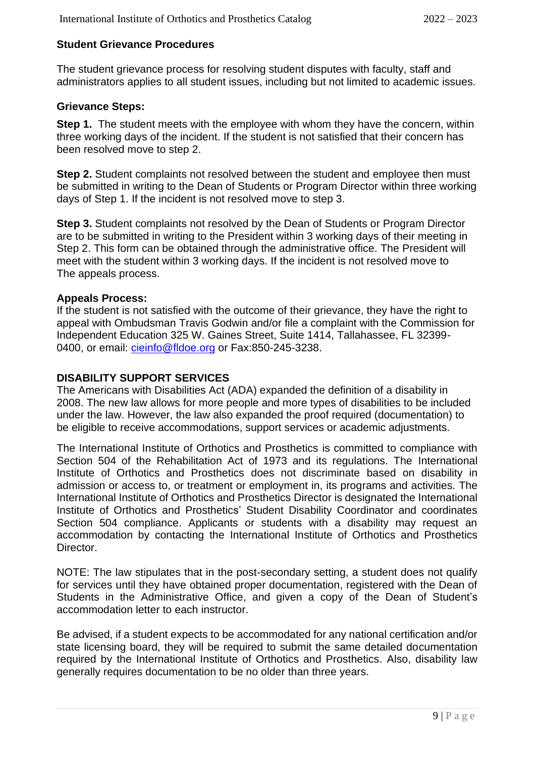## Student Grievance Procedures

The student grievance process for resolving student disputes with faculty, staff and administrators applies to all student issues, including but not limited to academic issues.

### Grievance Steps:

**Step 1.** The student meets with the employee with whom they have the concern, within three working days of the incident. If the student is not satisfied that their concern has been resolved move to step 2.

**Step 2.** Student complaints not resolved between the student and employee then must be submitted in writing to the Dean of Students or Program Director within three working days of Step 1. If the incident is not resolved move to step 3.

**Step 3.** Student complaints not resolved by the Dean of Students or Program Director are to be submitted in writing to the President within 3 working days of their meeting in Step 2. This form can be obtained through the administrative office. The President will meet with the student within 3 working days. If the incident is not resolved move to The appeals process.

### Appeals Process:

If the student is not satisfied with the outcome of their grievance, they have the right to appeal with Ombudsman Travis Godwin and/or file a complaint with the Commission for Independent Education 325 W. Gaines Street, Suite 1414, Tallahassee, FL 32399-0400, or email: cieinfo@fldoe.org or Fax:850-245-3238.

## DISABILITY SUPPORT SERVICES

The Americans with Disabilities Act (ADA) expanded the definition of a disability in 2008. The new law allows for more people and more types of disabilities to be included under the law. However, the law also expanded the proof required (documentation) to be eligible to receive accommodations, support services or academic adjustments.

The International Institute of Orthotics and Prosthetics is committed to compliance with Section 504 of the Rehabilitation Act of 1973 and its regulations. The International Institute of Orthotics and Prosthetics does not discriminate based on disability in admission or access to, or treatment or employment in, its programs and activities. The International Institute of Orthotics and Prosthetics Director is designated the International Institute of Orthotics and Prosthetics' Student Disability Coordinator and coordinates Section 504 compliance. Applicants or students with a disability may request an accommodation by contacting the International Institute of Orthotics and Prosthetics Director.

NOTE: The law stipulates that in the post-secondary setting, a student does not qualify for services until they have obtained proper documentation, registered with the Dean of Students in the Administrative Office, and given a copy of the Dean of Student's accommodation letter to each instructor.

Be advised, if a student expects to be accommodated for any national certification and/or state licensing board, they will be required to submit the same detailed documentation required by the International Institute of Orthotics and Prosthetics. Also, disability law generally requires documentation to be no older than three years.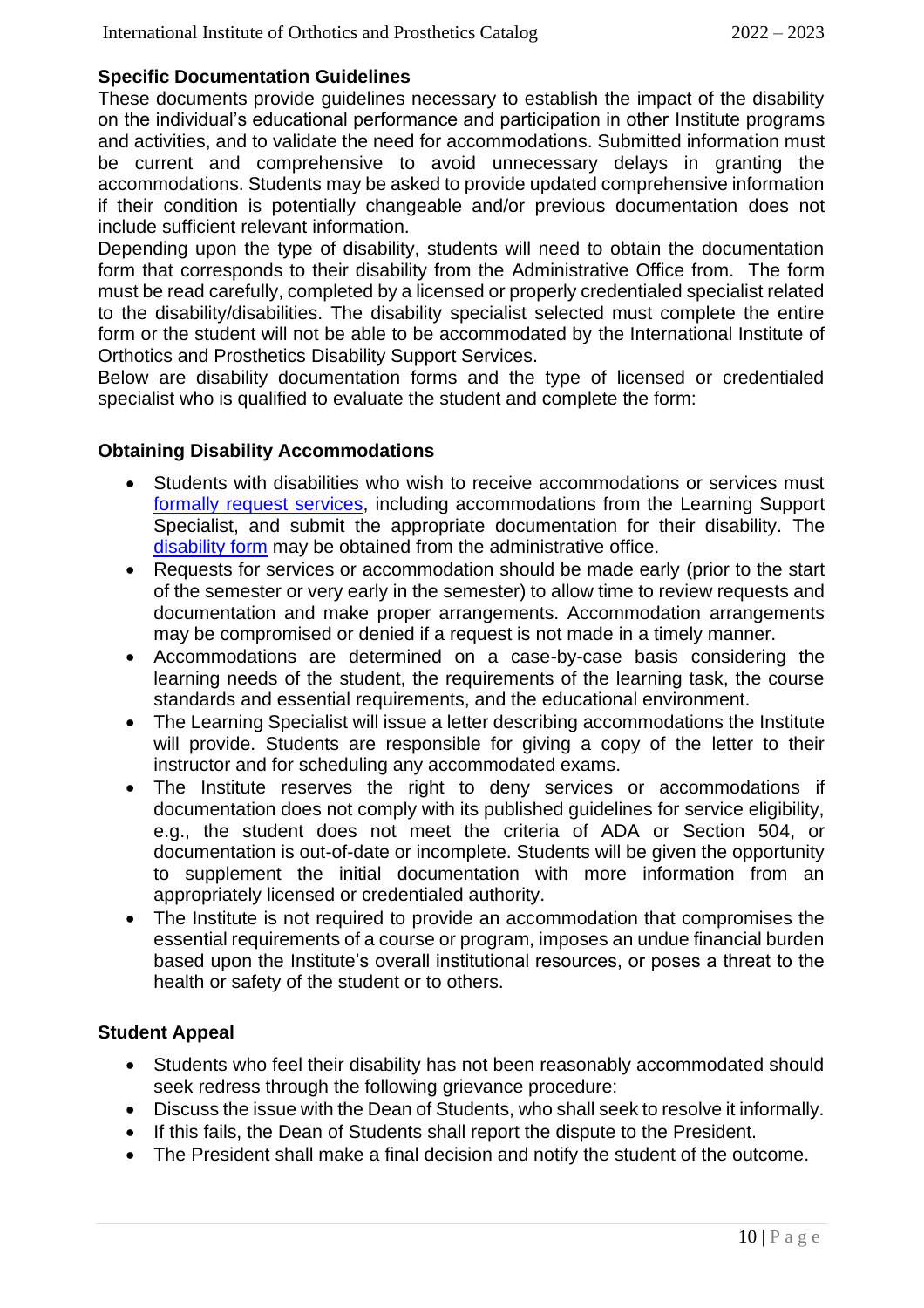### Specific Documentation Guidelines

These documents provide guidelines necessary to establish the impact of the disability on the individual's educational performance and participation in other Institute programs and activities, and to validate the need for accommodations. Submitted information must be current and comprehensive to avoid unnecessary delays in granting the accommodations. Students may be asked to provide updated comprehensive information if their condition is potentially changeable and/or previous documentation does not include sufficient relevant information.

Depending upon the type of disability, students will need to obtain the documentation form that corresponds to their disability from the Administrative Office from. The form must be read carefully, completed by a licensed or properly credentialed specialist related to the disability/disabilities. The disability specialist selected must complete the entire form or the student will not be able to be accommodated by the International Institute of Orthotics and Prosthetics Disability Support Services.

Below are disability documentation forms and the type of licensed or credentialed specialist who is qualified to evaluate the student and complete the form:

### Obtaining Disability Accommodations

- Students with disabilities who wish to receive accommodations or services must formally request services, including accommodations from the Learning Support Specialist, and submit the appropriate documentation for their disability. The disability form may be obtained from the administrative office.
- Requests for services or accommodation should be made early (prior to the start of the semester or very early in the semester) to allow time to review requests and documentation and make proper arrangements. Accommodation arrangements may be compromised or denied if a request is not made in a timely manner.
- Accommodations are determined on a case-by-case basis considering the learning needs of the student, the requirements of the learning task, the course standards and essential requirements, and the educational environment.
- The Learning Specialist will issue a letter describing accommodations the Institute will provide. Students are responsible for giving a copy of the letter to their instructor and for scheduling any accommodated exams.
- The Institute reserves the right to deny services or accommodations if documentation does not comply with its published guidelines for service eligibility, e.g., the student does not meet the criteria of ADA or Section 504, or documentation is out-of-date or incomplete. Students will be given the opportunity to supplement the initial documentation with more information from an appropriately licensed or credentialed authority.
- The Institute is not required to provide an accommodation that compromises the essential requirements of a course or program, imposes an undue financial burden based upon the Institute's overall institutional resources, or poses a threat to the health or safety of the student or to others.

### Student Appeal

- Students who feel their disability has not been reasonably accommodated should seek redress through the following grievance procedure:
- Discuss the issue with the Dean of Students, who shall seek to resolve it informally.
- If this fails, the Dean of Students shall report the dispute to the President.
- The President shall make a final decision and notify the student of the outcome.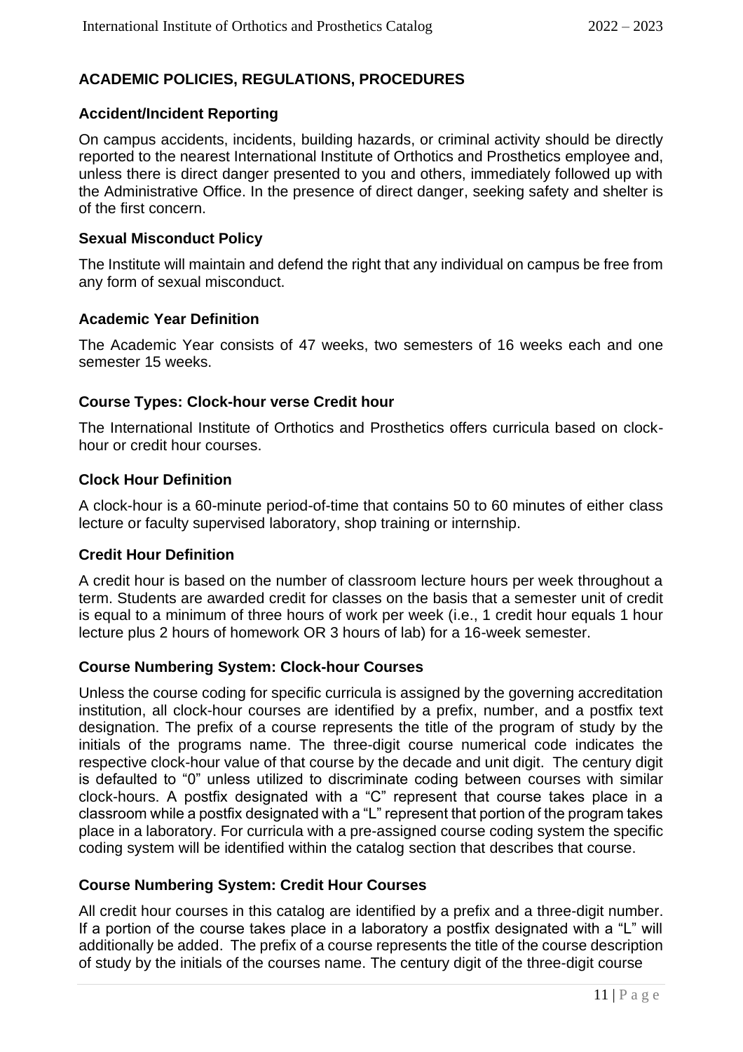## ACADEMIC POLICIES, REGULATIONS, PROCEDURES

### Accident/Incident Reporting

On campus accidents, incidents, building hazards, or criminal activity should be directly reported to the nearest International Institute of Orthotics and Prosthetics employee and, unless there is direct danger presented to you and others, immediately followed up with the Administrative Office. In the presence of direct danger, seeking safety and shelter is of the first concern.

### Sexual Misconduct Policy

The Institute will maintain and defend the right that any individual on campus be free from any form of sexual misconduct.

### Academic Year Definition

The Academic Year consists of 47 weeks, two semesters of 16 weeks each and one semester 15 weeks.

### Course Types: Clock-hour verse Credit hour

The International Institute of Orthotics and Prosthetics offers curricula based on clock-hour or credit hour courses.

### Clock Hour Definition

A clock-hour is a 60-minute period-of-time that contains 50 to 60 minutes of either class lecture or faculty supervised laboratory, shop training or internship.

### Credit Hour Definition

A credit hour is based on the number of classroom lecture hours per week throughout a term. Students are awarded credit for classes on the basis that a semester unit of credit is equal to a minimum of three hours of work per week (i.e., 1 credit hour equals 1 hour lecture plus 2 hours of homework OR 3 hours of lab) for a 16-week semester.

### Course Numbering System: Clock-hour Courses

Unless the course coding for specific curricula is assigned by the governing accreditation institution, all clock-hour courses are identified by a prefix, number, and a postfix text designation. The prefix of a course represents the title of the program of study by the initials of the programs name. The three-digit course numerical code indicates the respective clock-hour value of that course by the decade and unit digit. The century digit is defaulted to "0" unless utilized to discriminate coding between courses with similar clock-hours. A postfix designated with a "C" represent that course takes place in a classroom while a postfix designated with a "L" represent that portion of the program takes place in a laboratory. For curricula with a pre-assigned course coding system the specific coding system will be identified within the catalog section that describes that course.

### Course Numbering System: Credit Hour Courses

All credit hour courses in this catalog are identified by a prefix and a three-digit number. If a portion of the course takes place in a laboratory a postfix designated with a "L" will additionally be added. The prefix of a course represents the title of the course description of study by the initials of the courses name. The century digit of the three-digit course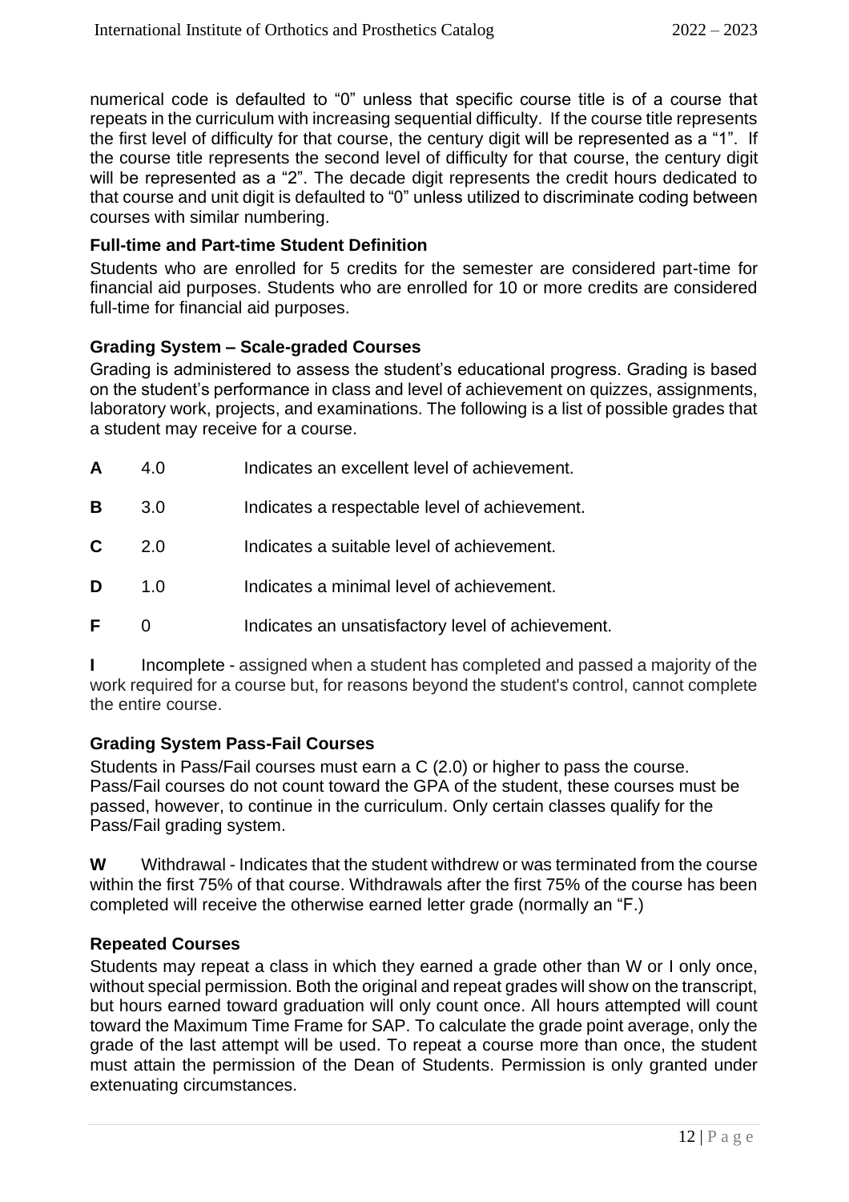numerical code is defaulted to "0" unless that specific course title is of a course that repeats in the curriculum with increasing sequential difficulty. If the course title represents the first level of difficulty for that course, the century digit will be represented as a "1". If the course title represents the second level of difficulty for that course, the century digit will be represented as a "2". The decade digit represents the credit hours dedicated to that course and unit digit is defaulted to "0" unless utilized to discriminate coding between courses with similar numbering.

### Full-time and Part-time Student Definition

Students who are enrolled for 5 credits for the semester are considered part-time for financial aid purposes. Students who are enrolled for 10 or more credits are considered full-time for financial aid purposes.

### Grading System – Scale-graded Courses

Grading is administered to assess the student's educational progress. Grading is based on the student's performance in class and level of achievement on quizzes, assignments, laboratory work, projects, and examinations. The following is a list of possible grades that a student may receive for a course.

| | | |
|---|---|---|
| **A** | 4.0 | Indicates an excellent level of achievement. |
| **B** | 3.0 | Indicates a respectable level of achievement. |
| **C** | 2.0 | Indicates a suitable level of achievement. |
| **D** | 1.0 | Indicates a minimal level of achievement. |
| **F** | 0 | Indicates an unsatisfactory level of achievement. |

**I** Incomplete - assigned when a student has completed and passed a majority of the work required for a course but, for reasons beyond the student's control, cannot complete the entire course.

### Grading System Pass-Fail Courses

Students in Pass/Fail courses must earn a C (2.0) or higher to pass the course. Pass/Fail courses do not count toward the GPA of the student, these courses must be passed, however, to continue in the curriculum. Only certain classes qualify for the Pass/Fail grading system.

**W** Withdrawal - Indicates that the student withdrew or was terminated from the course within the first 75% of that course. Withdrawals after the first 75% of the course has been completed will receive the otherwise earned letter grade (normally an "F.)

### Repeated Courses

Students may repeat a class in which they earned a grade other than W or I only once, without special permission. Both the original and repeat grades will show on the transcript, but hours earned toward graduation will only count once. All hours attempted will count toward the Maximum Time Frame for SAP. To calculate the grade point average, only the grade of the last attempt will be used. To repeat a course more than once, the student must attain the permission of the Dean of Students. Permission is only granted under extenuating circumstances.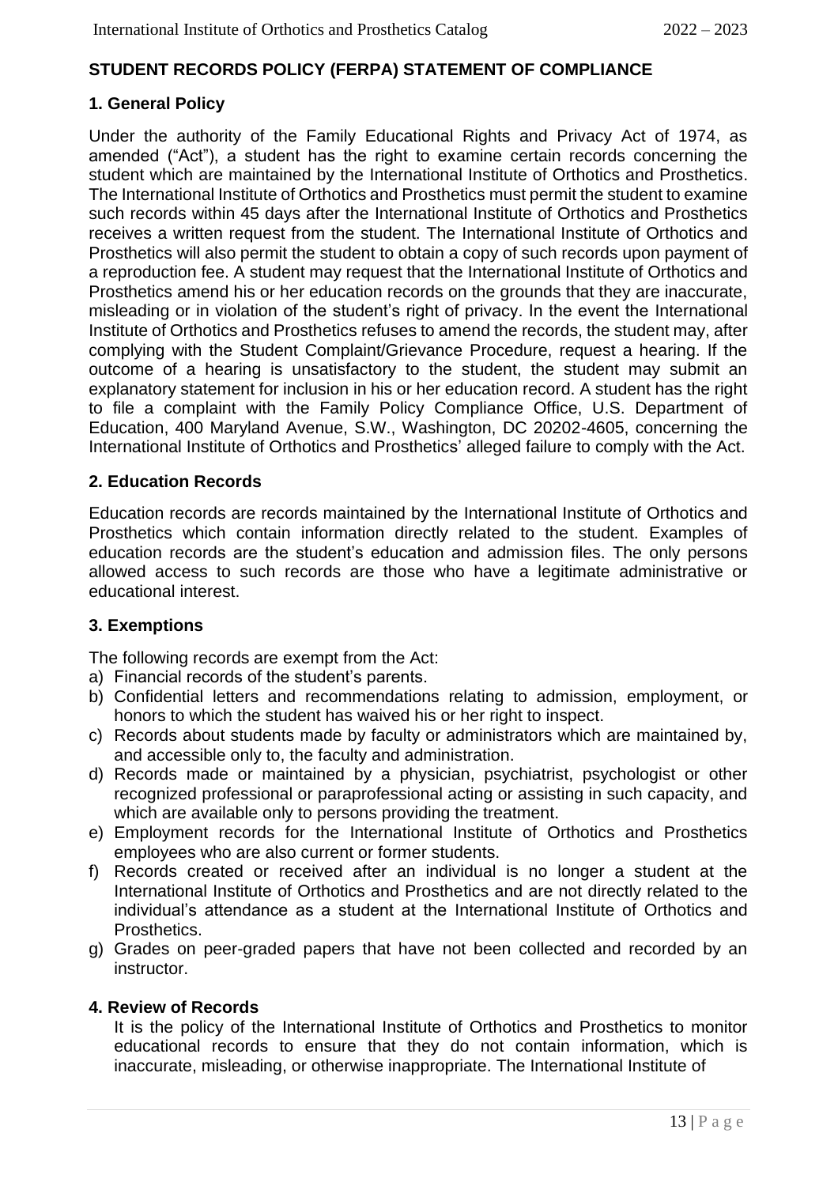## STUDENT RECORDS POLICY (FERPA) STATEMENT OF COMPLIANCE

### 1. General Policy

Under the authority of the Family Educational Rights and Privacy Act of 1974, as amended ("Act"), a student has the right to examine certain records concerning the student which are maintained by the International Institute of Orthotics and Prosthetics. The International Institute of Orthotics and Prosthetics must permit the student to examine such records within 45 days after the International Institute of Orthotics and Prosthetics receives a written request from the student. The International Institute of Orthotics and Prosthetics will also permit the student to obtain a copy of such records upon payment of a reproduction fee. A student may request that the International Institute of Orthotics and Prosthetics amend his or her education records on the grounds that they are inaccurate, misleading or in violation of the student's right of privacy. In the event the International Institute of Orthotics and Prosthetics refuses to amend the records, the student may, after complying with the Student Complaint/Grievance Procedure, request a hearing. If the outcome of a hearing is unsatisfactory to the student, the student may submit an explanatory statement for inclusion in his or her education record. A student has the right to file a complaint with the Family Policy Compliance Office, U.S. Department of Education, 400 Maryland Avenue, S.W., Washington, DC 20202-4605, concerning the International Institute of Orthotics and Prosthetics' alleged failure to comply with the Act.

### 2. Education Records

Education records are records maintained by the International Institute of Orthotics and Prosthetics which contain information directly related to the student. Examples of education records are the student's education and admission files. The only persons allowed access to such records are those who have a legitimate administrative or educational interest.

### 3. Exemptions

The following records are exempt from the Act:

a) Financial records of the student's parents.
b) Confidential letters and recommendations relating to admission, employment, or honors to which the student has waived his or her right to inspect.
c) Records about students made by faculty or administrators which are maintained by, and accessible only to, the faculty and administration.
d) Records made or maintained by a physician, psychiatrist, psychologist or other recognized professional or paraprofessional acting or assisting in such capacity, and which are available only to persons providing the treatment.
e) Employment records for the International Institute of Orthotics and Prosthetics employees who are also current or former students.
f) Records created or received after an individual is no longer a student at the International Institute of Orthotics and Prosthetics and are not directly related to the individual's attendance as a student at the International Institute of Orthotics and Prosthetics.
g) Grades on peer-graded papers that have not been collected and recorded by an instructor.

### 4. Review of Records

It is the policy of the International Institute of Orthotics and Prosthetics to monitor educational records to ensure that they do not contain information, which is inaccurate, misleading, or otherwise inappropriate. The International Institute of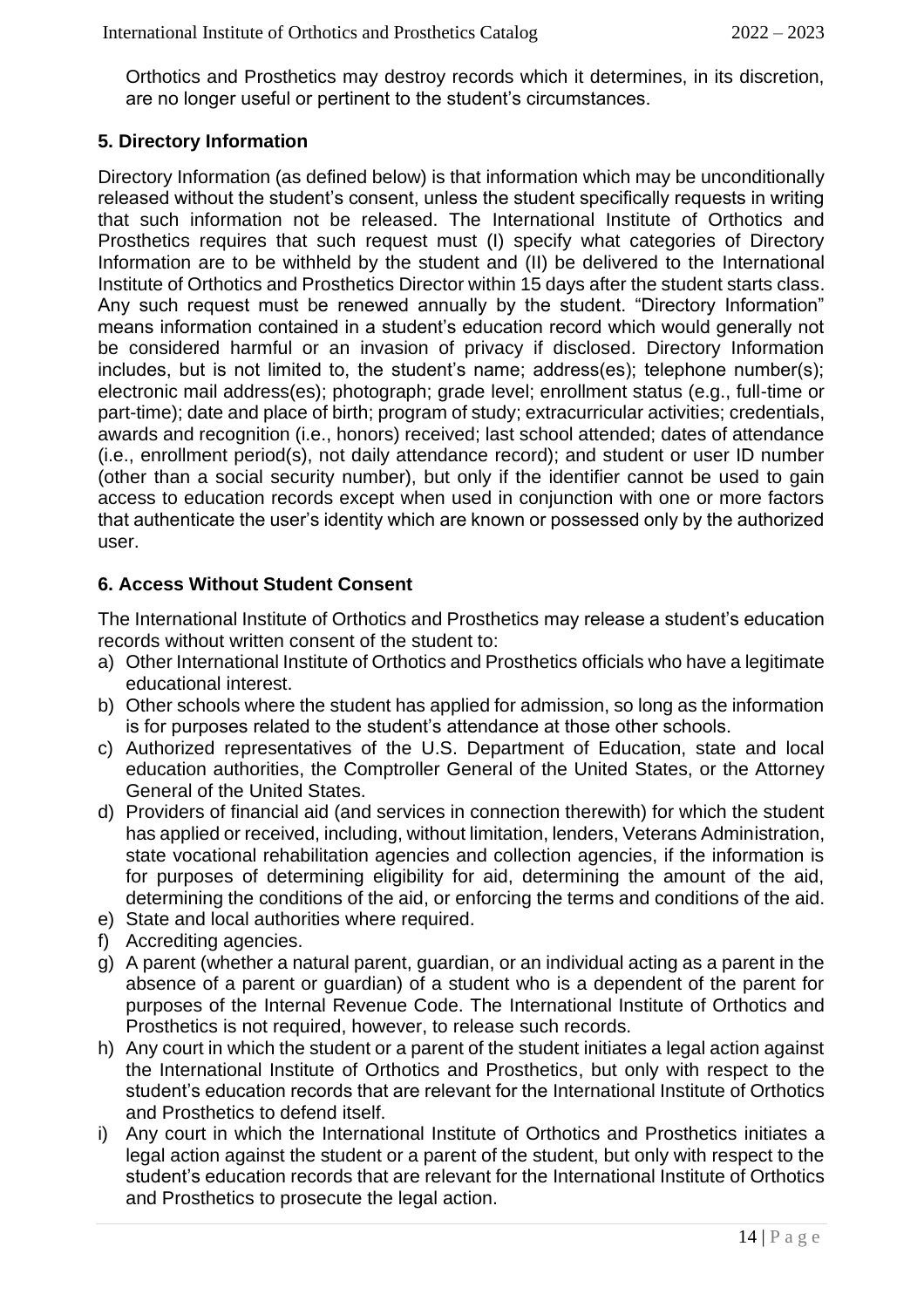Orthotics and Prosthetics may destroy records which it determines, in its discretion, are no longer useful or pertinent to the student's circumstances.

### 5. Directory Information

Directory Information (as defined below) is that information which may be unconditionally released without the student's consent, unless the student specifically requests in writing that such information not be released. The International Institute of Orthotics and Prosthetics requires that such request must (I) specify what categories of Directory Information are to be withheld by the student and (II) be delivered to the International Institute of Orthotics and Prosthetics Director within 15 days after the student starts class. Any such request must be renewed annually by the student. "Directory Information" means information contained in a student's education record which would generally not be considered harmful or an invasion of privacy if disclosed. Directory Information includes, but is not limited to, the student's name; address(es); telephone number(s); electronic mail address(es); photograph; grade level; enrollment status (e.g., full-time or part-time); date and place of birth; program of study; extracurricular activities; credentials, awards and recognition (i.e., honors) received; last school attended; dates of attendance (i.e., enrollment period(s), not daily attendance record); and student or user ID number (other than a social security number), but only if the identifier cannot be used to gain access to education records except when used in conjunction with one or more factors that authenticate the user's identity which are known or possessed only by the authorized user.

### 6. Access Without Student Consent

The International Institute of Orthotics and Prosthetics may release a student's education records without written consent of the student to:

a) Other International Institute of Orthotics and Prosthetics officials who have a legitimate educational interest.
b) Other schools where the student has applied for admission, so long as the information is for purposes related to the student's attendance at those other schools.
c) Authorized representatives of the U.S. Department of Education, state and local education authorities, the Comptroller General of the United States, or the Attorney General of the United States.
d) Providers of financial aid (and services in connection therewith) for which the student has applied or received, including, without limitation, lenders, Veterans Administration, state vocational rehabilitation agencies and collection agencies, if the information is for purposes of determining eligibility for aid, determining the amount of the aid, determining the conditions of the aid, or enforcing the terms and conditions of the aid.
e) State and local authorities where required.
f) Accrediting agencies.
g) A parent (whether a natural parent, guardian, or an individual acting as a parent in the absence of a parent or guardian) of a student who is a dependent of the parent for purposes of the Internal Revenue Code. The International Institute of Orthotics and Prosthetics is not required, however, to release such records.
h) Any court in which the student or a parent of the student initiates a legal action against the International Institute of Orthotics and Prosthetics, but only with respect to the student's education records that are relevant for the International Institute of Orthotics and Prosthetics to defend itself.
i) Any court in which the International Institute of Orthotics and Prosthetics initiates a legal action against the student or a parent of the student, but only with respect to the student's education records that are relevant for the International Institute of Orthotics and Prosthetics to prosecute the legal action.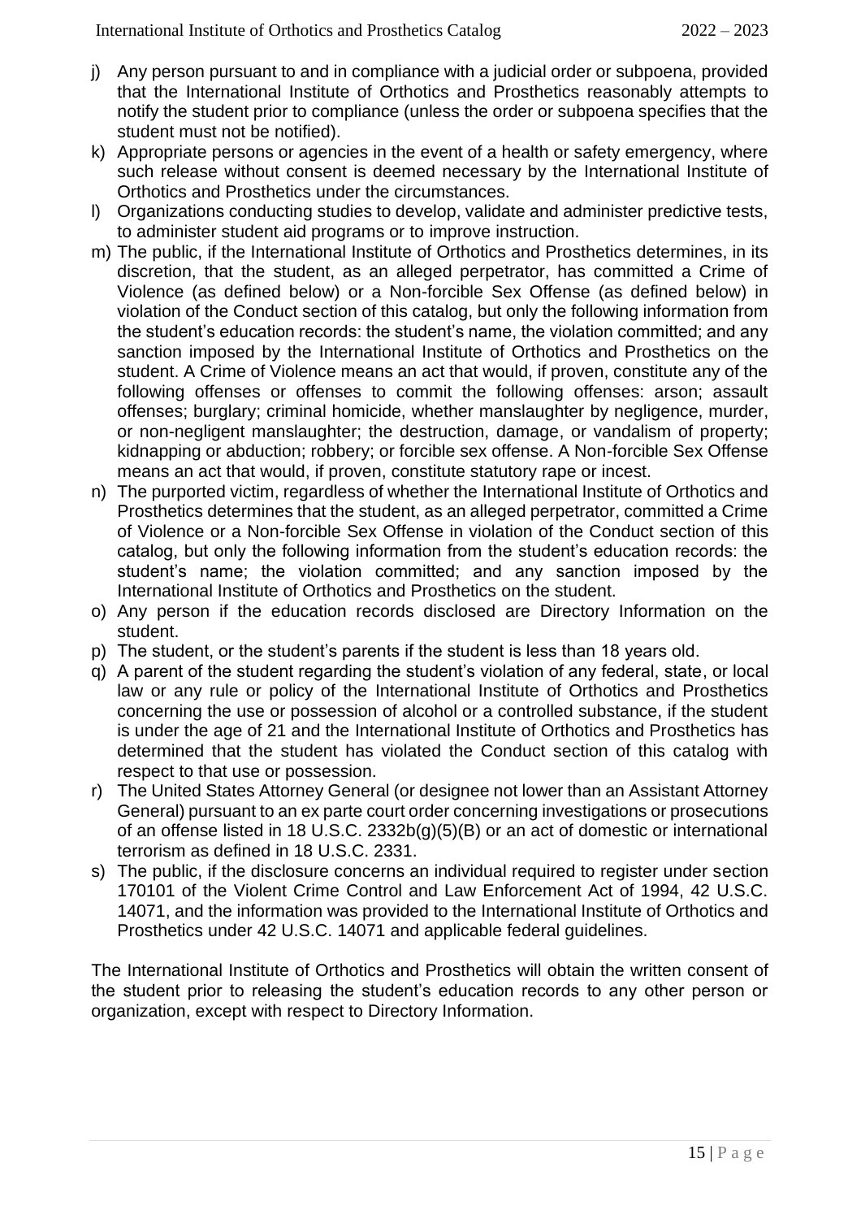j) Any person pursuant to and in compliance with a judicial order or subpoena, provided that the International Institute of Orthotics and Prosthetics reasonably attempts to notify the student prior to compliance (unless the order or subpoena specifies that the student must not be notified).
k) Appropriate persons or agencies in the event of a health or safety emergency, where such release without consent is deemed necessary by the International Institute of Orthotics and Prosthetics under the circumstances.
l) Organizations conducting studies to develop, validate and administer predictive tests, to administer student aid programs or to improve instruction.
m) The public, if the International Institute of Orthotics and Prosthetics determines, in its discretion, that the student, as an alleged perpetrator, has committed a Crime of Violence (as defined below) or a Non-forcible Sex Offense (as defined below) in violation of the Conduct section of this catalog, but only the following information from the student's education records: the student's name, the violation committed; and any sanction imposed by the International Institute of Orthotics and Prosthetics on the student. A Crime of Violence means an act that would, if proven, constitute any of the following offenses or offenses to commit the following offenses: arson; assault offenses; burglary; criminal homicide, whether manslaughter by negligence, murder, or non-negligent manslaughter; the destruction, damage, or vandalism of property; kidnapping or abduction; robbery; or forcible sex offense. A Non-forcible Sex Offense means an act that would, if proven, constitute statutory rape or incest.
n) The purported victim, regardless of whether the International Institute of Orthotics and Prosthetics determines that the student, as an alleged perpetrator, committed a Crime of Violence or a Non-forcible Sex Offense in violation of the Conduct section of this catalog, but only the following information from the student's education records: the student's name; the violation committed; and any sanction imposed by the International Institute of Orthotics and Prosthetics on the student.
o) Any person if the education records disclosed are Directory Information on the student.
p) The student, or the student's parents if the student is less than 18 years old.
q) A parent of the student regarding the student's violation of any federal, state, or local law or any rule or policy of the International Institute of Orthotics and Prosthetics concerning the use or possession of alcohol or a controlled substance, if the student is under the age of 21 and the International Institute of Orthotics and Prosthetics has determined that the student has violated the Conduct section of this catalog with respect to that use or possession.
r) The United States Attorney General (or designee not lower than an Assistant Attorney General) pursuant to an ex parte court order concerning investigations or prosecutions of an offense listed in 18 U.S.C. 2332b(g)(5)(B) or an act of domestic or international terrorism as defined in 18 U.S.C. 2331.
s) The public, if the disclosure concerns an individual required to register under section 170101 of the Violent Crime Control and Law Enforcement Act of 1994, 42 U.S.C. 14071, and the information was provided to the International Institute of Orthotics and Prosthetics under 42 U.S.C. 14071 and applicable federal guidelines.

The International Institute of Orthotics and Prosthetics will obtain the written consent of the student prior to releasing the student's education records to any other person or organization, except with respect to Directory Information.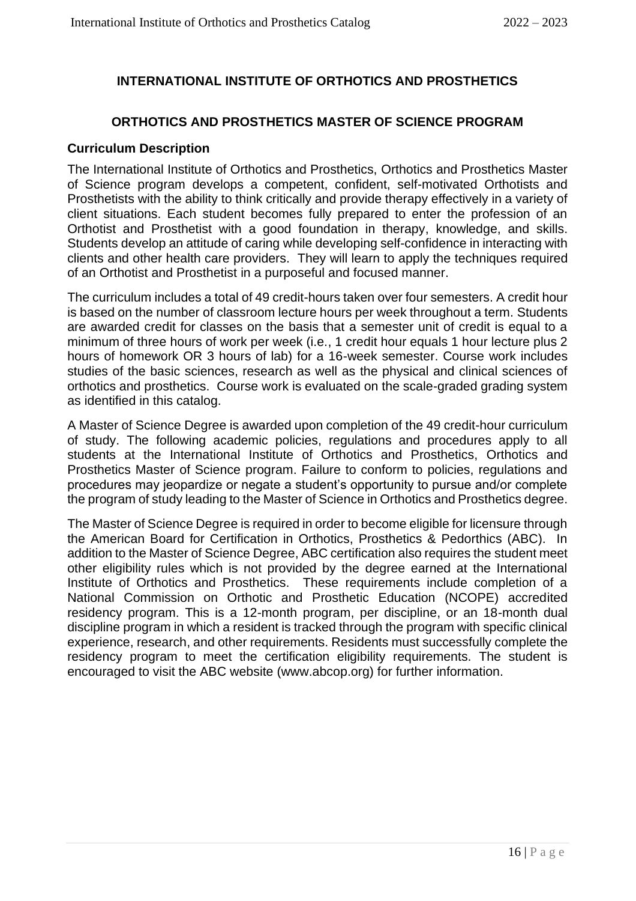## INTERNATIONAL INSTITUTE OF ORTHOTICS AND PROSTHETICS

### ORTHOTICS AND PROSTHETICS MASTER OF SCIENCE PROGRAM

**Curriculum Description**

The International Institute of Orthotics and Prosthetics, Orthotics and Prosthetics Master of Science program develops a competent, confident, self-motivated Orthotists and Prosthetists with the ability to think critically and provide therapy effectively in a variety of client situations. Each student becomes fully prepared to enter the profession of an Orthotist and Prosthetist with a good foundation in therapy, knowledge, and skills. Students develop an attitude of caring while developing self-confidence in interacting with clients and other health care providers. They will learn to apply the techniques required of an Orthotist and Prosthetist in a purposeful and focused manner.

The curriculum includes a total of 49 credit-hours taken over four semesters. A credit hour is based on the number of classroom lecture hours per week throughout a term. Students are awarded credit for classes on the basis that a semester unit of credit is equal to a minimum of three hours of work per week (i.e., 1 credit hour equals 1 hour lecture plus 2 hours of homework OR 3 hours of lab) for a 16-week semester. Course work includes studies of the basic sciences, research as well as the physical and clinical sciences of orthotics and prosthetics. Course work is evaluated on the scale-graded grading system as identified in this catalog.

A Master of Science Degree is awarded upon completion of the 49 credit-hour curriculum of study. The following academic policies, regulations and procedures apply to all students at the International Institute of Orthotics and Prosthetics, Orthotics and Prosthetics Master of Science program. Failure to conform to policies, regulations and procedures may jeopardize or negate a student's opportunity to pursue and/or complete the program of study leading to the Master of Science in Orthotics and Prosthetics degree.

The Master of Science Degree is required in order to become eligible for licensure through the American Board for Certification in Orthotics, Prosthetics & Pedorthics (ABC). In addition to the Master of Science Degree, ABC certification also requires the student meet other eligibility rules which is not provided by the degree earned at the International Institute of Orthotics and Prosthetics. These requirements include completion of a National Commission on Orthotic and Prosthetic Education (NCOPE) accredited residency program. This is a 12-month program, per discipline, or an 18-month dual discipline program in which a resident is tracked through the program with specific clinical experience, research, and other requirements. Residents must successfully complete the residency program to meet the certification eligibility requirements. The student is encouraged to visit the ABC website (www.abcop.org) for further information.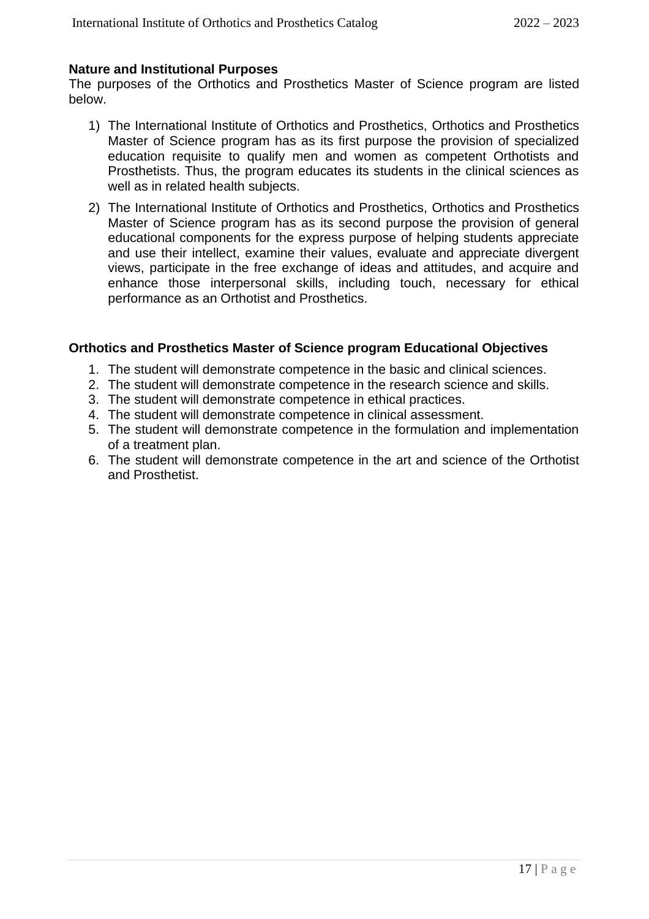**Nature and Institutional Purposes**

The purposes of the Orthotics and Prosthetics Master of Science program are listed below.

1) The International Institute of Orthotics and Prosthetics, Orthotics and Prosthetics Master of Science program has as its first purpose the provision of specialized education requisite to qualify men and women as competent Orthotists and Prosthetists. Thus, the program educates its students in the clinical sciences as well as in related health subjects.
2) The International Institute of Orthotics and Prosthetics, Orthotics and Prosthetics Master of Science program has as its second purpose the provision of general educational components for the express purpose of helping students appreciate and use their intellect, examine their values, evaluate and appreciate divergent views, participate in the free exchange of ideas and attitudes, and acquire and enhance those interpersonal skills, including touch, necessary for ethical performance as an Orthotist and Prosthetics.

**Orthotics and Prosthetics Master of Science program Educational Objectives**

1. The student will demonstrate competence in the basic and clinical sciences.
2. The student will demonstrate competence in the research science and skills.
3. The student will demonstrate competence in ethical practices.
4. The student will demonstrate competence in clinical assessment.
5. The student will demonstrate competence in the formulation and implementation of a treatment plan.
6. The student will demonstrate competence in the art and science of the Orthotist and Prosthetist.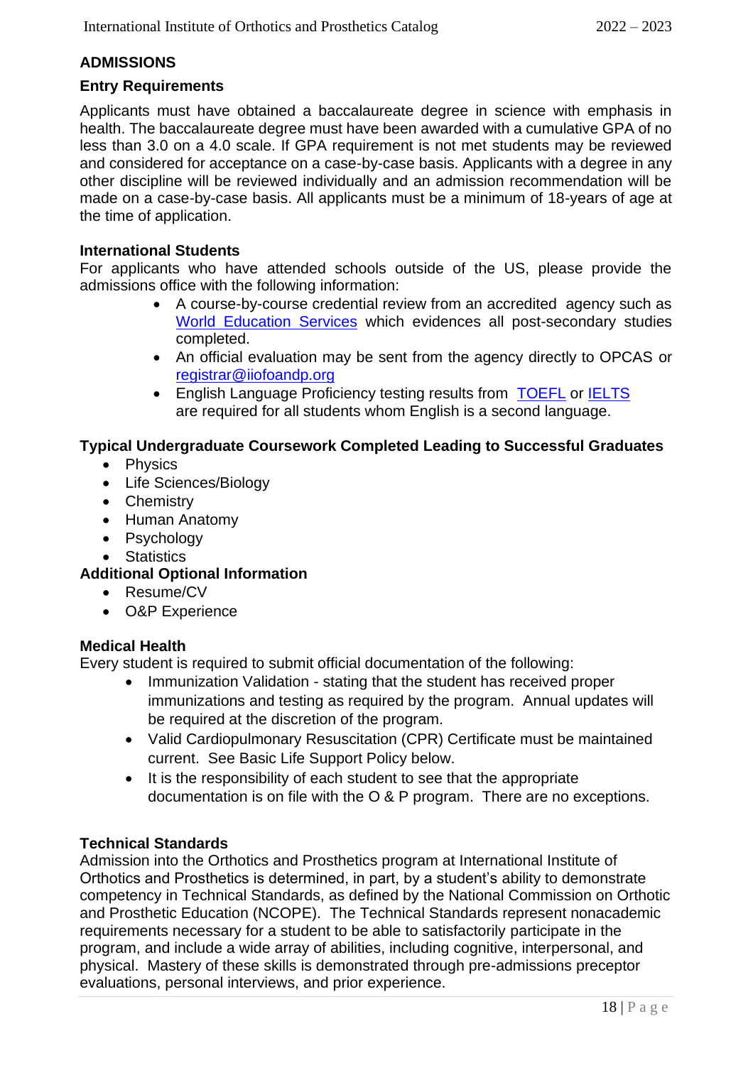## ADMISSIONS

### Entry Requirements

Applicants must have obtained a baccalaureate degree in science with emphasis in health. The baccalaureate degree must have been awarded with a cumulative GPA of no less than 3.0 on a 4.0 scale. If GPA requirement is not met students may be reviewed and considered for acceptance on a case-by-case basis. Applicants with a degree in any other discipline will be reviewed individually and an admission recommendation will be made on a case-by-case basis. All applicants must be a minimum of 18-years of age at the time of application.

### International Students

For applicants who have attended schools outside of the US, please provide the admissions office with the following information:

- A course-by-course credential review from an accredited agency such as World Education Services which evidences all post-secondary studies completed.
- An official evaluation may be sent from the agency directly to OPCAS or registrar@iiofoandp.org
- English Language Proficiency testing results from TOEFL or IELTS are required for all students whom English is a second language.

### Typical Undergraduate Coursework Completed Leading to Successful Graduates

- Physics
- Life Sciences/Biology
- Chemistry
- Human Anatomy
- Psychology
- Statistics

### Additional Optional Information

- Resume/CV
- O&P Experience

### Medical Health

Every student is required to submit official documentation of the following:

- Immunization Validation - stating that the student has received proper immunizations and testing as required by the program. Annual updates will be required at the discretion of the program.
- Valid Cardiopulmonary Resuscitation (CPR) Certificate must be maintained current. See Basic Life Support Policy below.
- It is the responsibility of each student to see that the appropriate documentation is on file with the O & P program. There are no exceptions.

### Technical Standards

Admission into the Orthotics and Prosthetics program at International Institute of Orthotics and Prosthetics is determined, in part, by a student's ability to demonstrate competency in Technical Standards, as defined by the National Commission on Orthotic and Prosthetic Education (NCOPE). The Technical Standards represent nonacademic requirements necessary for a student to be able to satisfactorily participate in the program, and include a wide array of abilities, including cognitive, interpersonal, and physical. Mastery of these skills is demonstrated through pre-admissions preceptor evaluations, personal interviews, and prior experience.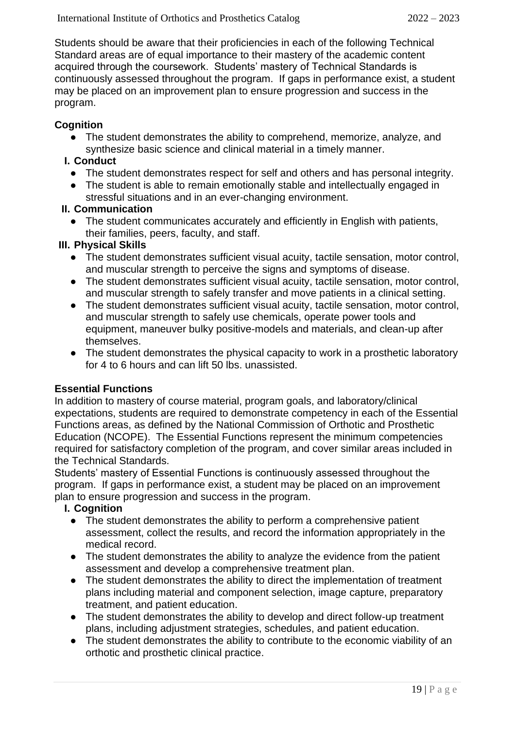Students should be aware that their proficiencies in each of the following Technical Standard areas are of equal importance to their mastery of the academic content acquired through the coursework. Students' mastery of Technical Standards is continuously assessed throughout the program. If gaps in performance exist, a student may be placed on an improvement plan to ensure progression and success in the program.

**Cognition**

- The student demonstrates the ability to comprehend, memorize, analyze, and synthesize basic science and clinical material in a timely manner.

**I. Conduct**

- The student demonstrates respect for self and others and has personal integrity.
- The student is able to remain emotionally stable and intellectually engaged in stressful situations and in an ever-changing environment.

**II. Communication**

- The student communicates accurately and efficiently in English with patients, their families, peers, faculty, and staff.

**III. Physical Skills**

- The student demonstrates sufficient visual acuity, tactile sensation, motor control, and muscular strength to perceive the signs and symptoms of disease.
- The student demonstrates sufficient visual acuity, tactile sensation, motor control, and muscular strength to safely transfer and move patients in a clinical setting.
- The student demonstrates sufficient visual acuity, tactile sensation, motor control, and muscular strength to safely use chemicals, operate power tools and equipment, maneuver bulky positive-models and materials, and clean-up after themselves.
- The student demonstrates the physical capacity to work in a prosthetic laboratory for 4 to 6 hours and can lift 50 lbs. unassisted.

**Essential Functions**

In addition to mastery of course material, program goals, and laboratory/clinical expectations, students are required to demonstrate competency in each of the Essential Functions areas, as defined by the National Commission of Orthotic and Prosthetic Education (NCOPE). The Essential Functions represent the minimum competencies required for satisfactory completion of the program, and cover similar areas included in the Technical Standards.

Students' mastery of Essential Functions is continuously assessed throughout the program. If gaps in performance exist, a student may be placed on an improvement plan to ensure progression and success in the program.

**I. Cognition**

- The student demonstrates the ability to perform a comprehensive patient assessment, collect the results, and record the information appropriately in the medical record.
- The student demonstrates the ability to analyze the evidence from the patient assessment and develop a comprehensive treatment plan.
- The student demonstrates the ability to direct the implementation of treatment plans including material and component selection, image capture, preparatory treatment, and patient education.
- The student demonstrates the ability to develop and direct follow-up treatment plans, including adjustment strategies, schedules, and patient education.
- The student demonstrates the ability to contribute to the economic viability of an orthotic and prosthetic clinical practice.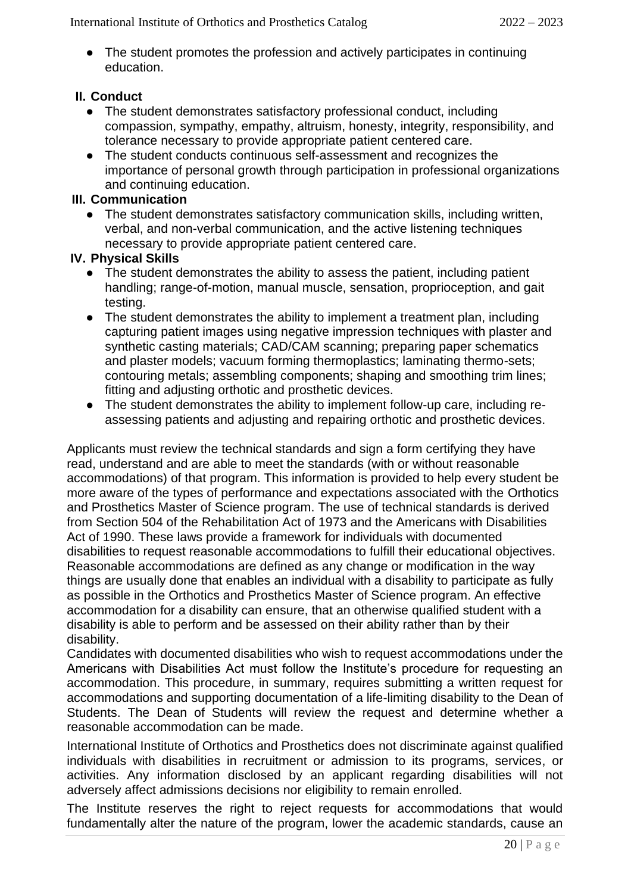- The student promotes the profession and actively participates in continuing education.

**II. Conduct**

- The student demonstrates satisfactory professional conduct, including compassion, sympathy, empathy, altruism, honesty, integrity, responsibility, and tolerance necessary to provide appropriate patient centered care.
- The student conducts continuous self-assessment and recognizes the importance of personal growth through participation in professional organizations and continuing education.

**III. Communication**

- The student demonstrates satisfactory communication skills, including written, verbal, and non-verbal communication, and the active listening techniques necessary to provide appropriate patient centered care.

**IV. Physical Skills**

- The student demonstrates the ability to assess the patient, including patient handling; range-of-motion, manual muscle, sensation, proprioception, and gait testing.
- The student demonstrates the ability to implement a treatment plan, including capturing patient images using negative impression techniques with plaster and synthetic casting materials; CAD/CAM scanning; preparing paper schematics and plaster models; vacuum forming thermoplastics; laminating thermo-sets; contouring metals; assembling components; shaping and smoothing trim lines; fitting and adjusting orthotic and prosthetic devices.
- The student demonstrates the ability to implement follow-up care, including re-assessing patients and adjusting and repairing orthotic and prosthetic devices.

Applicants must review the technical standards and sign a form certifying they have read, understand and are able to meet the standards (with or without reasonable accommodations) of that program. This information is provided to help every student be more aware of the types of performance and expectations associated with the Orthotics and Prosthetics Master of Science program. The use of technical standards is derived from Section 504 of the Rehabilitation Act of 1973 and the Americans with Disabilities Act of 1990. These laws provide a framework for individuals with documented disabilities to request reasonable accommodations to fulfill their educational objectives. Reasonable accommodations are defined as any change or modification in the way things are usually done that enables an individual with a disability to participate as fully as possible in the Orthotics and Prosthetics Master of Science program. An effective accommodation for a disability can ensure, that an otherwise qualified student with a disability is able to perform and be assessed on their ability rather than by their disability.

Candidates with documented disabilities who wish to request accommodations under the Americans with Disabilities Act must follow the Institute's procedure for requesting an accommodation. This procedure, in summary, requires submitting a written request for accommodations and supporting documentation of a life-limiting disability to the Dean of Students. The Dean of Students will review the request and determine whether a reasonable accommodation can be made.

International Institute of Orthotics and Prosthetics does not discriminate against qualified individuals with disabilities in recruitment or admission to its programs, services, or activities. Any information disclosed by an applicant regarding disabilities will not adversely affect admissions decisions nor eligibility to remain enrolled.

The Institute reserves the right to reject requests for accommodations that would fundamentally alter the nature of the program, lower the academic standards, cause an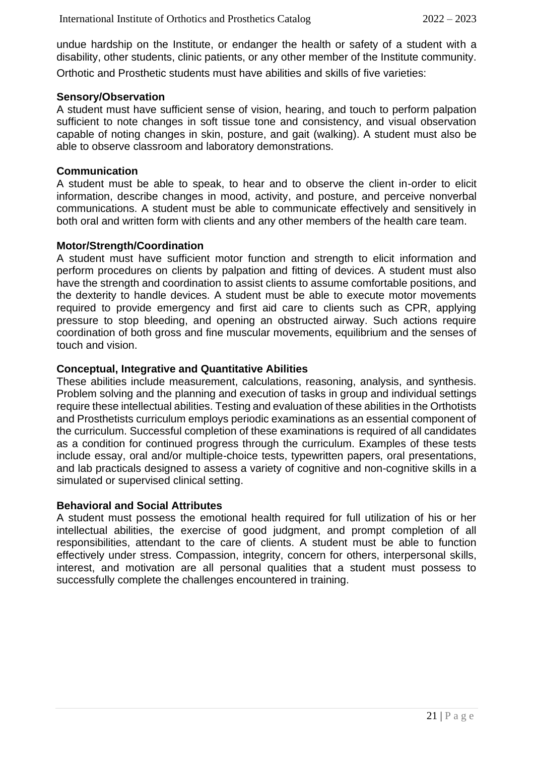undue hardship on the Institute, or endanger the health or safety of a student with a disability, other students, clinic patients, or any other member of the Institute community.

Orthotic and Prosthetic students must have abilities and skills of five varieties:

**Sensory/Observation**
A student must have sufficient sense of vision, hearing, and touch to perform palpation sufficient to note changes in soft tissue tone and consistency, and visual observation capable of noting changes in skin, posture, and gait (walking). A student must also be able to observe classroom and laboratory demonstrations.

**Communication**
A student must be able to speak, to hear and to observe the client in-order to elicit information, describe changes in mood, activity, and posture, and perceive nonverbal communications. A student must be able to communicate effectively and sensitively in both oral and written form with clients and any other members of the health care team.

**Motor/Strength/Coordination**
A student must have sufficient motor function and strength to elicit information and perform procedures on clients by palpation and fitting of devices. A student must also have the strength and coordination to assist clients to assume comfortable positions, and the dexterity to handle devices. A student must be able to execute motor movements required to provide emergency and first aid care to clients such as CPR, applying pressure to stop bleeding, and opening an obstructed airway. Such actions require coordination of both gross and fine muscular movements, equilibrium and the senses of touch and vision.

**Conceptual, Integrative and Quantitative Abilities**
These abilities include measurement, calculations, reasoning, analysis, and synthesis. Problem solving and the planning and execution of tasks in group and individual settings require these intellectual abilities. Testing and evaluation of these abilities in the Orthotists and Prosthetists curriculum employs periodic examinations as an essential component of the curriculum. Successful completion of these examinations is required of all candidates as a condition for continued progress through the curriculum. Examples of these tests include essay, oral and/or multiple-choice tests, typewritten papers, oral presentations, and lab practicals designed to assess a variety of cognitive and non-cognitive skills in a simulated or supervised clinical setting.

**Behavioral and Social Attributes**
A student must possess the emotional health required for full utilization of his or her intellectual abilities, the exercise of good judgment, and prompt completion of all responsibilities, attendant to the care of clients. A student must be able to function effectively under stress. Compassion, integrity, concern for others, interpersonal skills, interest, and motivation are all personal qualities that a student must possess to successfully complete the challenges encountered in training.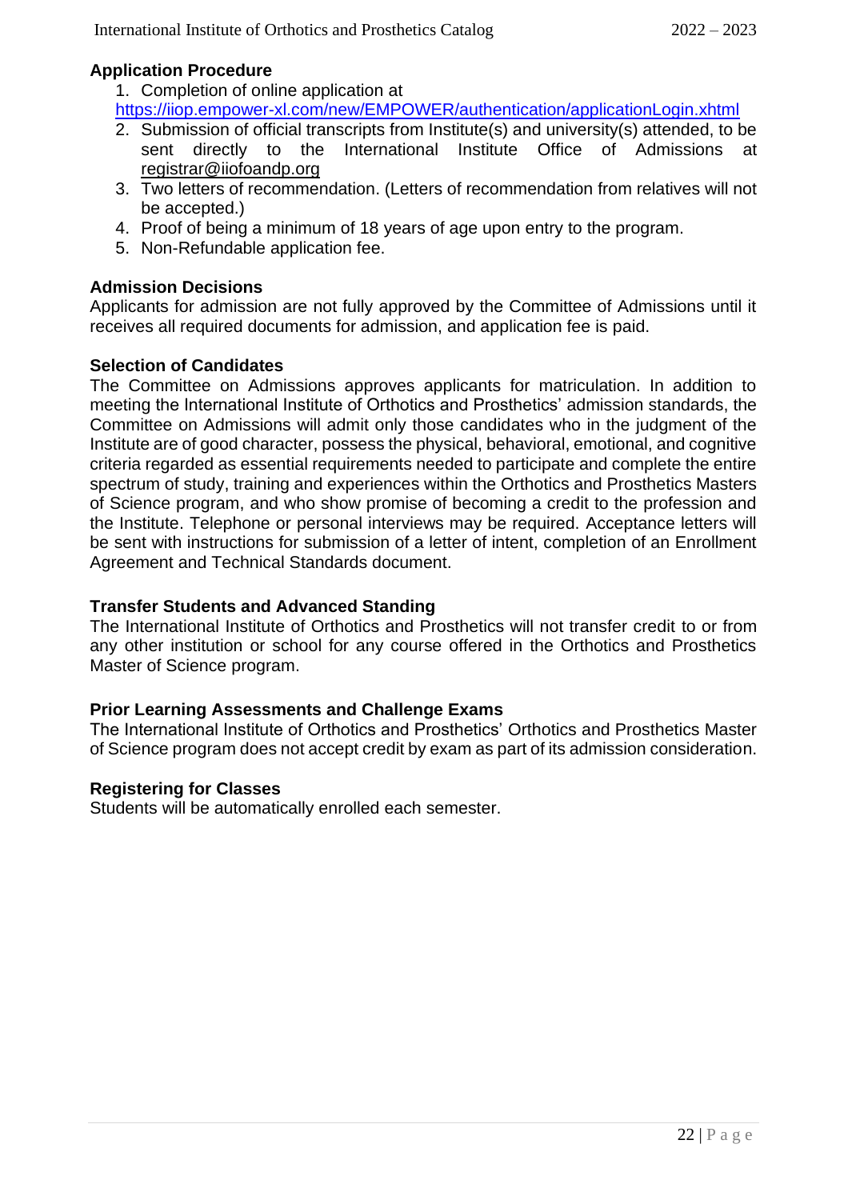### Application Procedure

1. Completion of online application at https://iiop.empower-xl.com/new/EMPOWER/authentication/applicationLogin.xhtml
2. Submission of official transcripts from Institute(s) and university(s) attended, to be sent directly to the International Institute Office of Admissions at registrar@iiofoandp.org
3. Two letters of recommendation. (Letters of recommendation from relatives will not be accepted.)
4. Proof of being a minimum of 18 years of age upon entry to the program.
5. Non-Refundable application fee.

### Admission Decisions

Applicants for admission are not fully approved by the Committee of Admissions until it receives all required documents for admission, and application fee is paid.

### Selection of Candidates

The Committee on Admissions approves applicants for matriculation. In addition to meeting the International Institute of Orthotics and Prosthetics' admission standards, the Committee on Admissions will admit only those candidates who in the judgment of the Institute are of good character, possess the physical, behavioral, emotional, and cognitive criteria regarded as essential requirements needed to participate and complete the entire spectrum of study, training and experiences within the Orthotics and Prosthetics Masters of Science program, and who show promise of becoming a credit to the profession and the Institute. Telephone or personal interviews may be required. Acceptance letters will be sent with instructions for submission of a letter of intent, completion of an Enrollment Agreement and Technical Standards document.

### Transfer Students and Advanced Standing

The International Institute of Orthotics and Prosthetics will not transfer credit to or from any other institution or school for any course offered in the Orthotics and Prosthetics Master of Science program.

### Prior Learning Assessments and Challenge Exams

The International Institute of Orthotics and Prosthetics' Orthotics and Prosthetics Master of Science program does not accept credit by exam as part of its admission consideration.

### Registering for Classes

Students will be automatically enrolled each semester.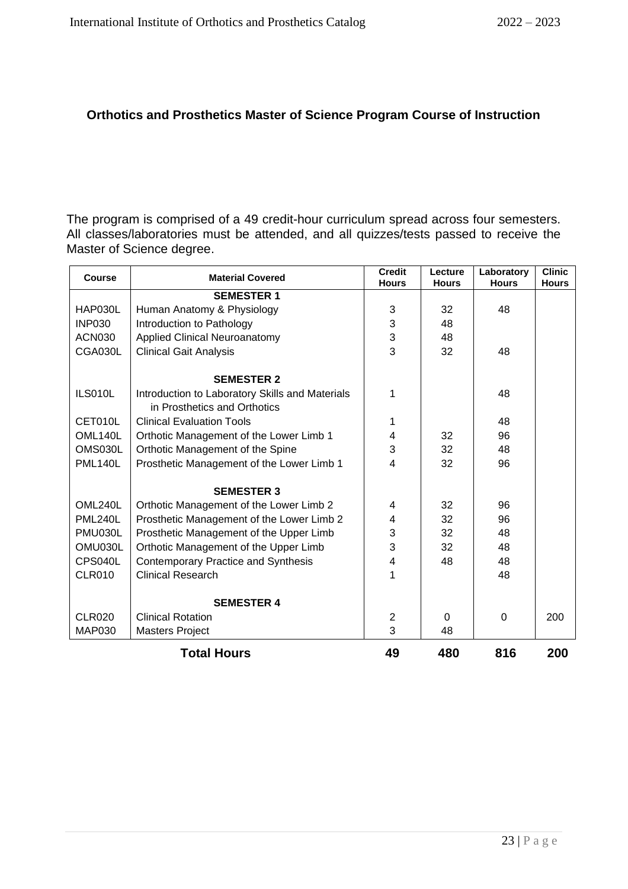## Orthotics and Prosthetics Master of Science Program Course of Instruction

The program is comprised of a 49 credit-hour curriculum spread across four semesters. All classes/laboratories must be attended, and all quizzes/tests passed to receive the Master of Science degree.

| Course | Material Covered | Credit Hours | Lecture Hours | Laboratory Hours | Clinic Hours |
|---|---|---|---|---|---|
| | **SEMESTER 1** | | | | |
| HAP030L | Human Anatomy & Physiology | 3 | 32 | 48 | |
| INP030 | Introduction to Pathology | 3 | 48 | | |
| ACN030 | Applied Clinical Neuroanatomy | 3 | 48 | | |
| CGA030L | Clinical Gait Analysis | 3 | 32 | 48 | |
| | **SEMESTER 2** | | | | |
| ILS010L | Introduction to Laboratory Skills and Materials in Prosthetics and Orthotics | 1 | | 48 | |
| CET010L | Clinical Evaluation Tools | 1 | | 48 | |
| OML140L | Orthotic Management of the Lower Limb 1 | 4 | 32 | 96 | |
| OMS030L | Orthotic Management of the Spine | 3 | 32 | 48 | |
| PML140L | Prosthetic Management of the Lower Limb 1 | 4 | 32 | 96 | |
| | **SEMESTER 3** | | | | |
| OML240L | Orthotic Management of the Lower Limb 2 | 4 | 32 | 96 | |
| PML240L | Prosthetic Management of the Lower Limb 2 | 4 | 32 | 96 | |
| PMU030L | Prosthetic Management of the Upper Limb | 3 | 32 | 48 | |
| OMU030L | Orthotic Management of the Upper Limb | 3 | 32 | 48 | |
| CPS040L | Contemporary Practice and Synthesis | 4 | 48 | 48 | |
| CLR010 | Clinical Research | 1 | | 48 | |
| | **SEMESTER 4** | | | | |
| CLR020 | Clinical Rotation | 2 | 0 | 0 | 200 |
| MAP030 | Masters Project | 3 | 48 | | |
| | **Total Hours** | **49** | **480** | **816** | **200** |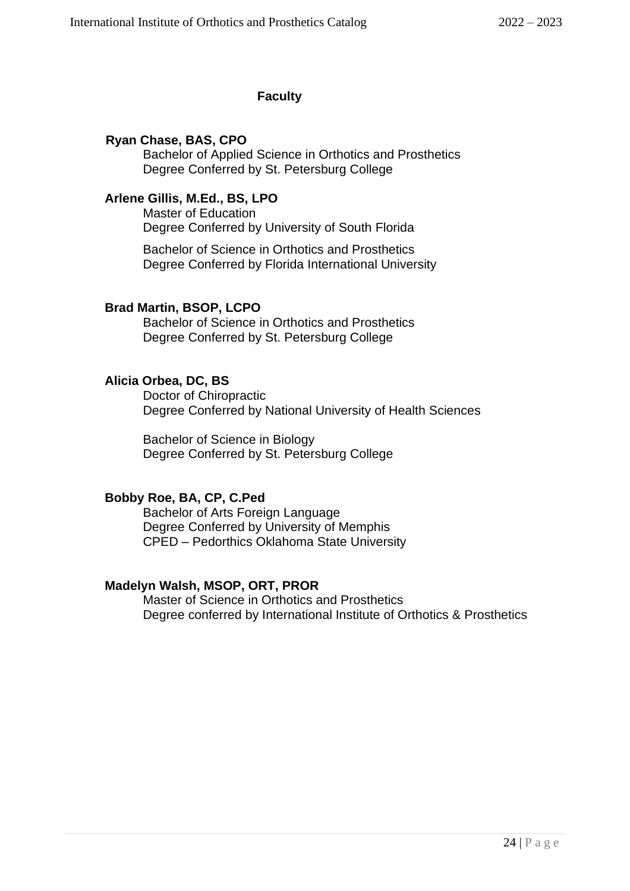## Faculty

**Ryan Chase, BAS, CPO**
Bachelor of Applied Science in Orthotics and Prosthetics
Degree Conferred by St. Petersburg College

**Arlene Gillis, M.Ed., BS, LPO**
Master of Education
Degree Conferred by University of South Florida

Bachelor of Science in Orthotics and Prosthetics
Degree Conferred by Florida International University

**Brad Martin, BSOP, LCPO**
Bachelor of Science in Orthotics and Prosthetics
Degree Conferred by St. Petersburg College

**Alicia Orbea, DC, BS**
Doctor of Chiropractic
Degree Conferred by National University of Health Sciences

Bachelor of Science in Biology
Degree Conferred by St. Petersburg College

**Bobby Roe, BA, CP, C.Ped**
Bachelor of Arts Foreign Language
Degree Conferred by University of Memphis
CPED – Pedorthics Oklahoma State University

**Madelyn Walsh, MSOP, ORT, PROR**
Master of Science in Orthotics and Prosthetics
Degree conferred by International Institute of Orthotics & Prosthetics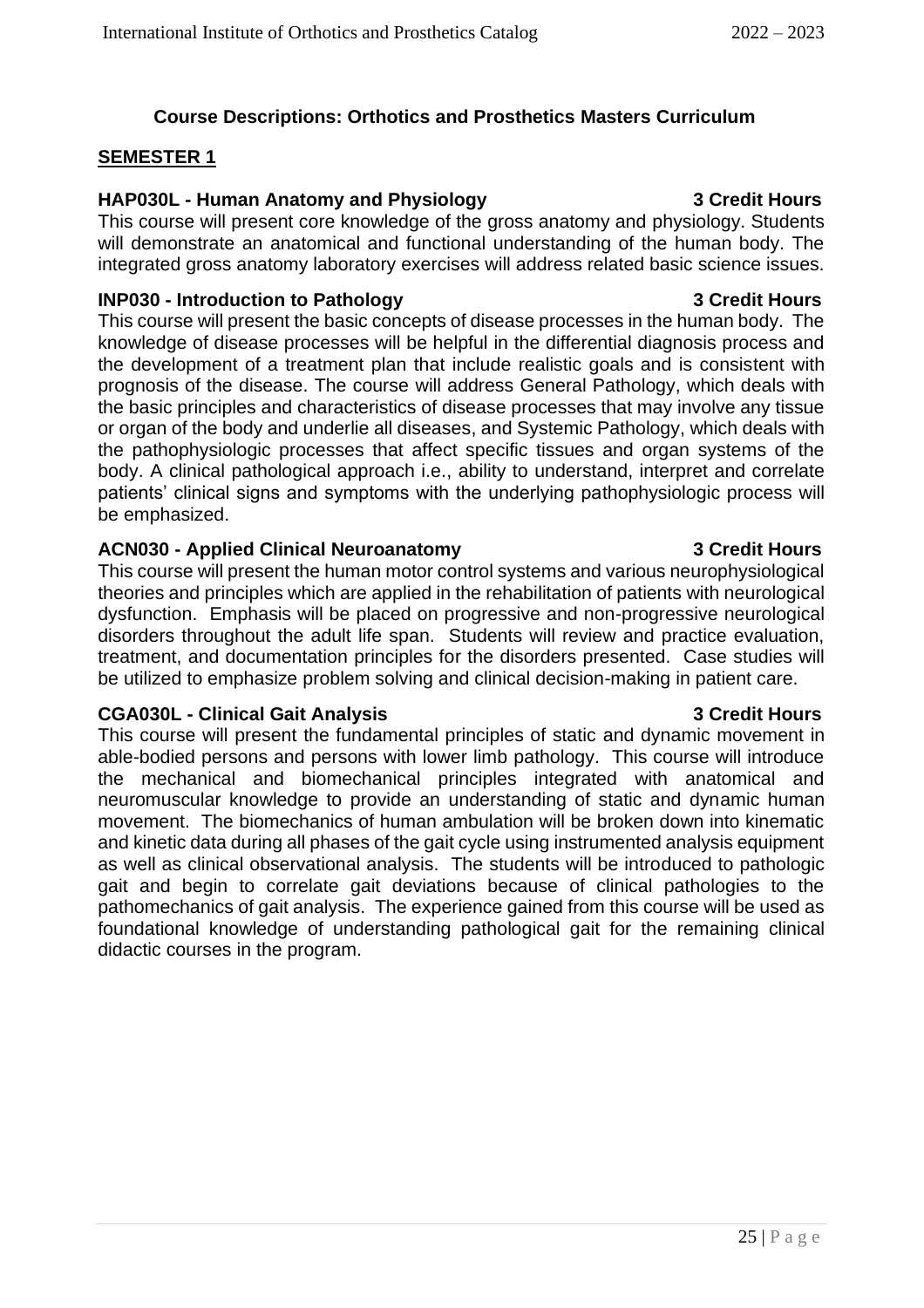## Course Descriptions: Orthotics and Prosthetics Masters Curriculum

### SEMESTER 1

**HAP030L - Human Anatomy and Physiology — 3 Credit Hours**

This course will present core knowledge of the gross anatomy and physiology. Students will demonstrate an anatomical and functional understanding of the human body. The integrated gross anatomy laboratory exercises will address related basic science issues.

**INP030 - Introduction to Pathology — 3 Credit Hours**

This course will present the basic concepts of disease processes in the human body. The knowledge of disease processes will be helpful in the differential diagnosis process and the development of a treatment plan that include realistic goals and is consistent with prognosis of the disease. The course will address General Pathology, which deals with the basic principles and characteristics of disease processes that may involve any tissue or organ of the body and underlie all diseases, and Systemic Pathology, which deals with the pathophysiologic processes that affect specific tissues and organ systems of the body. A clinical pathological approach i.e., ability to understand, interpret and correlate patients' clinical signs and symptoms with the underlying pathophysiologic process will be emphasized.

**ACN030 - Applied Clinical Neuroanatomy — 3 Credit Hours**

This course will present the human motor control systems and various neurophysiological theories and principles which are applied in the rehabilitation of patients with neurological dysfunction. Emphasis will be placed on progressive and non-progressive neurological disorders throughout the adult life span. Students will review and practice evaluation, treatment, and documentation principles for the disorders presented. Case studies will be utilized to emphasize problem solving and clinical decision-making in patient care.

**CGA030L - Clinical Gait Analysis — 3 Credit Hours**

This course will present the fundamental principles of static and dynamic movement in able-bodied persons and persons with lower limb pathology. This course will introduce the mechanical and biomechanical principles integrated with anatomical and neuromuscular knowledge to provide an understanding of static and dynamic human movement. The biomechanics of human ambulation will be broken down into kinematic and kinetic data during all phases of the gait cycle using instrumented analysis equipment as well as clinical observational analysis. The students will be introduced to pathologic gait and begin to correlate gait deviations because of clinical pathologies to the pathomechanics of gait analysis. The experience gained from this course will be used as foundational knowledge of understanding pathological gait for the remaining clinical didactic courses in the program.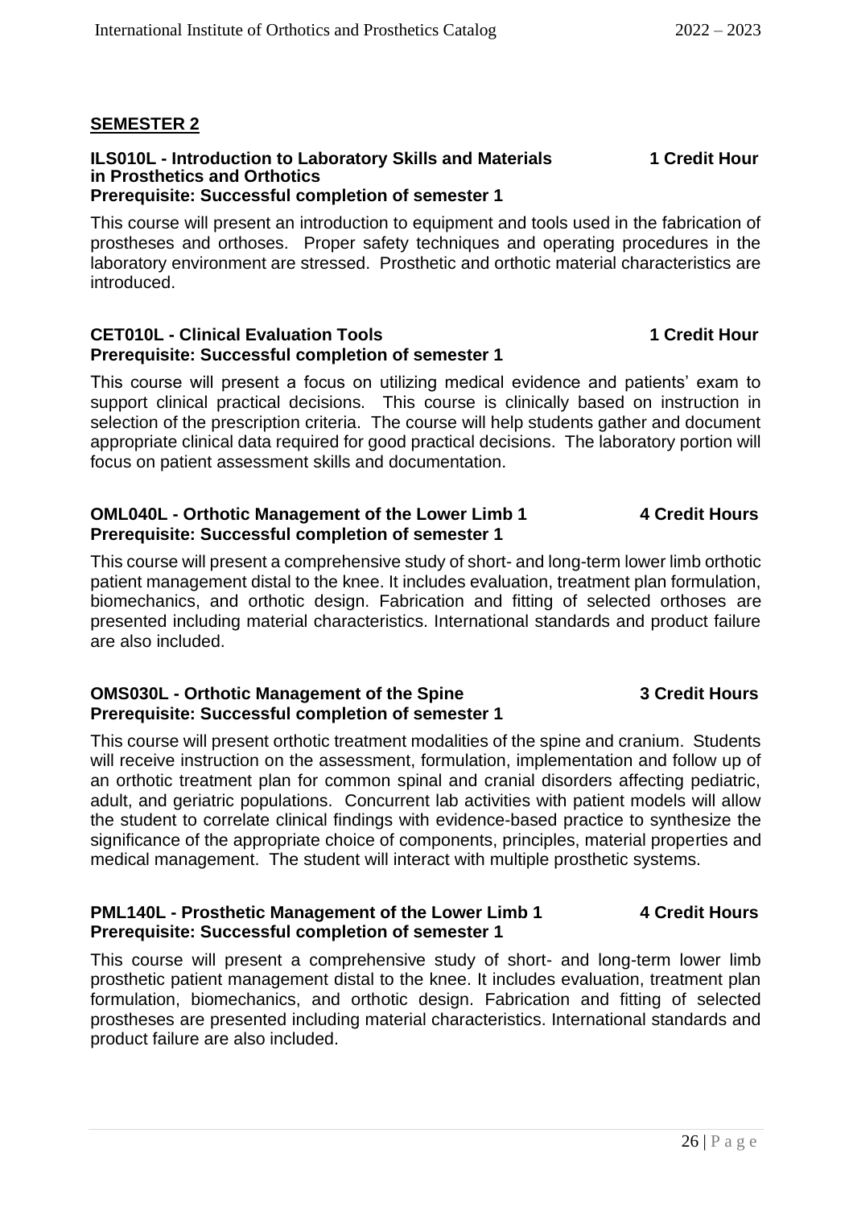## SEMESTER 2

**ILS010L - Introduction to Laboratory Skills and Materials in Prosthetics and Orthotics** — **1 Credit Hour**
**Prerequisite: Successful completion of semester 1**

This course will present an introduction to equipment and tools used in the fabrication of prostheses and orthoses. Proper safety techniques and operating procedures in the laboratory environment are stressed. Prosthetic and orthotic material characteristics are introduced.

**CET010L - Clinical Evaluation Tools** — **1 Credit Hour**
**Prerequisite: Successful completion of semester 1**

This course will present a focus on utilizing medical evidence and patients' exam to support clinical practical decisions. This course is clinically based on instruction in selection of the prescription criteria. The course will help students gather and document appropriate clinical data required for good practical decisions. The laboratory portion will focus on patient assessment skills and documentation.

**OML040L - Orthotic Management of the Lower Limb 1** — **4 Credit Hours**
**Prerequisite: Successful completion of semester 1**

This course will present a comprehensive study of short- and long-term lower limb orthotic patient management distal to the knee. It includes evaluation, treatment plan formulation, biomechanics, and orthotic design. Fabrication and fitting of selected orthoses are presented including material characteristics. International standards and product failure are also included.

**OMS030L - Orthotic Management of the Spine** — **3 Credit Hours**
**Prerequisite: Successful completion of semester 1**

This course will present orthotic treatment modalities of the spine and cranium. Students will receive instruction on the assessment, formulation, implementation and follow up of an orthotic treatment plan for common spinal and cranial disorders affecting pediatric, adult, and geriatric populations. Concurrent lab activities with patient models will allow the student to correlate clinical findings with evidence-based practice to synthesize the significance of the appropriate choice of components, principles, material properties and medical management. The student will interact with multiple prosthetic systems.

**PML140L - Prosthetic Management of the Lower Limb 1** — **4 Credit Hours**
**Prerequisite: Successful completion of semester 1**

This course will present a comprehensive study of short- and long-term lower limb prosthetic patient management distal to the knee. It includes evaluation, treatment plan formulation, biomechanics, and orthotic design. Fabrication and fitting of selected prostheses are presented including material characteristics. International standards and product failure are also included.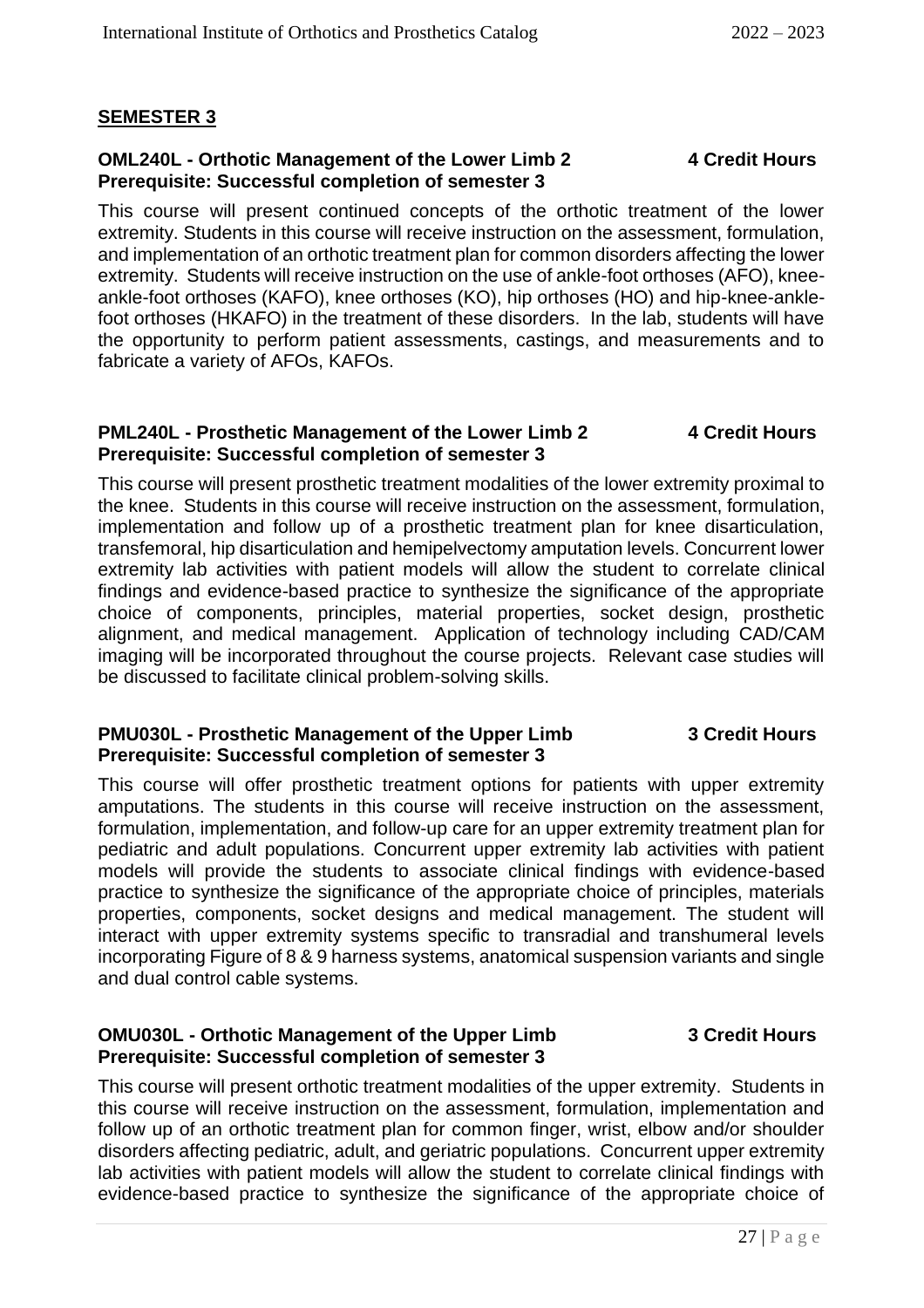## SEMESTER 3

### OML240L - Orthotic Management of the Lower Limb 2 — 4 Credit Hours
**Prerequisite: Successful completion of semester 3**

This course will present continued concepts of the orthotic treatment of the lower extremity. Students in this course will receive instruction on the assessment, formulation, and implementation of an orthotic treatment plan for common disorders affecting the lower extremity. Students will receive instruction on the use of ankle-foot orthoses (AFO), knee-ankle-foot orthoses (KAFO), knee orthoses (KO), hip orthoses (HO) and hip-knee-ankle-foot orthoses (HKAFO) in the treatment of these disorders. In the lab, students will have the opportunity to perform patient assessments, castings, and measurements and to fabricate a variety of AFOs, KAFOs.

### PML240L - Prosthetic Management of the Lower Limb 2 — 4 Credit Hours
**Prerequisite: Successful completion of semester 3**

This course will present prosthetic treatment modalities of the lower extremity proximal to the knee. Students in this course will receive instruction on the assessment, formulation, implementation and follow up of a prosthetic treatment plan for knee disarticulation, transfemoral, hip disarticulation and hemipelvectomy amputation levels. Concurrent lower extremity lab activities with patient models will allow the student to correlate clinical findings and evidence-based practice to synthesize the significance of the appropriate choice of components, principles, material properties, socket design, prosthetic alignment, and medical management. Application of technology including CAD/CAM imaging will be incorporated throughout the course projects. Relevant case studies will be discussed to facilitate clinical problem-solving skills.

### PMU030L - Prosthetic Management of the Upper Limb — 3 Credit Hours
**Prerequisite: Successful completion of semester 3**

This course will offer prosthetic treatment options for patients with upper extremity amputations. The students in this course will receive instruction on the assessment, formulation, implementation, and follow-up care for an upper extremity treatment plan for pediatric and adult populations. Concurrent upper extremity lab activities with patient models will provide the students to associate clinical findings with evidence-based practice to synthesize the significance of the appropriate choice of principles, materials properties, components, socket designs and medical management. The student will interact with upper extremity systems specific to transradial and transhumeral levels incorporating Figure of 8 & 9 harness systems, anatomical suspension variants and single and dual control cable systems.

### OMU030L - Orthotic Management of the Upper Limb — 3 Credit Hours
**Prerequisite: Successful completion of semester 3**

This course will present orthotic treatment modalities of the upper extremity. Students in this course will receive instruction on the assessment, formulation, implementation and follow up of an orthotic treatment plan for common finger, wrist, elbow and/or shoulder disorders affecting pediatric, adult, and geriatric populations. Concurrent upper extremity lab activities with patient models will allow the student to correlate clinical findings with evidence-based practice to synthesize the significance of the appropriate choice of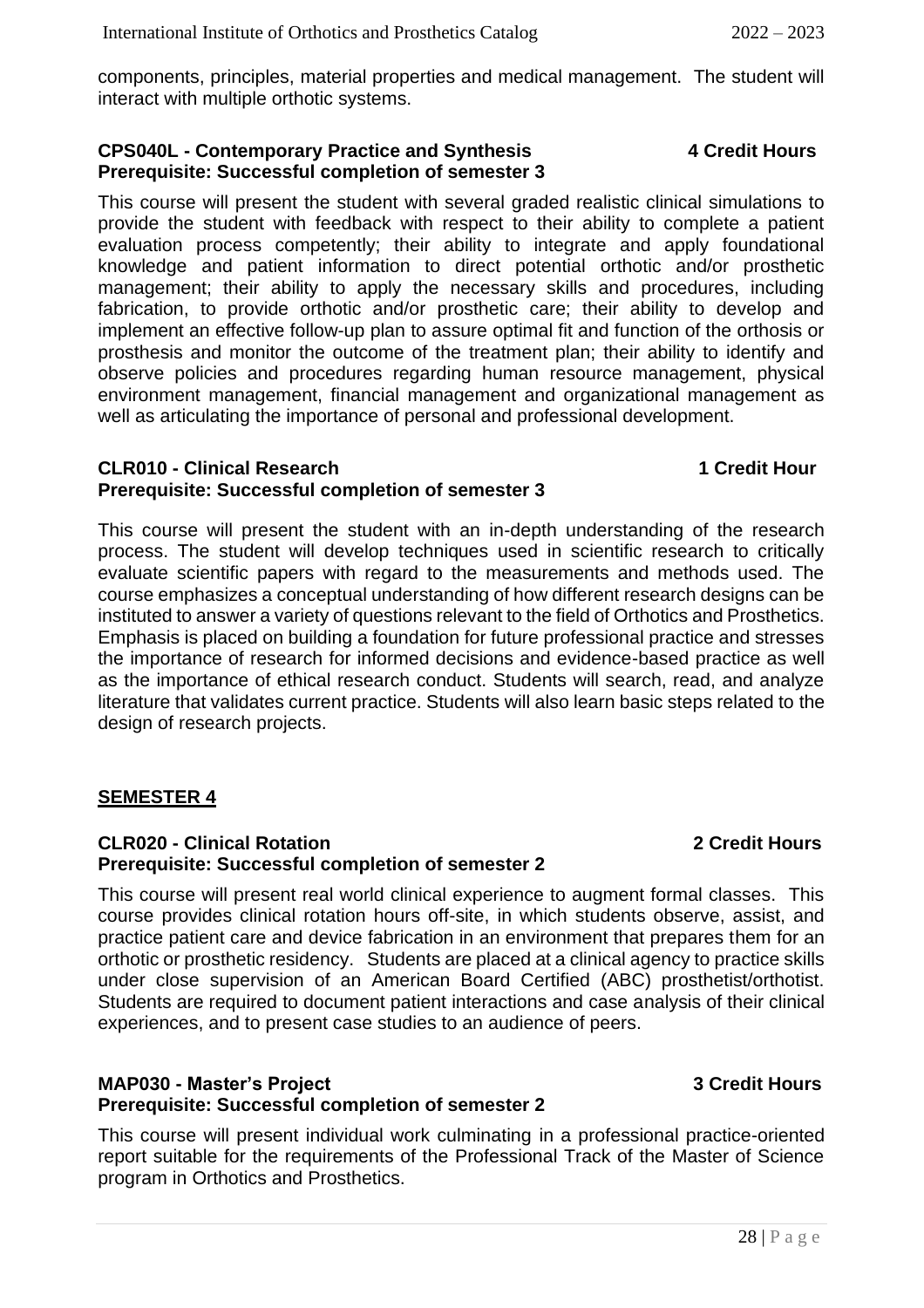components, principles, material properties and medical management. The student will interact with multiple orthotic systems.

**CPS040L - Contemporary Practice and Synthesis 4 Credit Hours**
**Prerequisite: Successful completion of semester 3**

This course will present the student with several graded realistic clinical simulations to provide the student with feedback with respect to their ability to complete a patient evaluation process competently; their ability to integrate and apply foundational knowledge and patient information to direct potential orthotic and/or prosthetic management; their ability to apply the necessary skills and procedures, including fabrication, to provide orthotic and/or prosthetic care; their ability to develop and implement an effective follow-up plan to assure optimal fit and function of the orthosis or prosthesis and monitor the outcome of the treatment plan; their ability to identify and observe policies and procedures regarding human resource management, physical environment management, financial management and organizational management as well as articulating the importance of personal and professional development.

**CLR010 - Clinical Research 1 Credit Hour**
**Prerequisite: Successful completion of semester 3**

This course will present the student with an in-depth understanding of the research process. The student will develop techniques used in scientific research to critically evaluate scientific papers with regard to the measurements and methods used. The course emphasizes a conceptual understanding of how different research designs can be instituted to answer a variety of questions relevant to the field of Orthotics and Prosthetics. Emphasis is placed on building a foundation for future professional practice and stresses the importance of research for informed decisions and evidence-based practice as well as the importance of ethical research conduct. Students will search, read, and analyze literature that validates current practice. Students will also learn basic steps related to the design of research projects.

## SEMESTER 4

**CLR020 - Clinical Rotation 2 Credit Hours**
**Prerequisite: Successful completion of semester 2**

This course will present real world clinical experience to augment formal classes. This course provides clinical rotation hours off-site, in which students observe, assist, and practice patient care and device fabrication in an environment that prepares them for an orthotic or prosthetic residency. Students are placed at a clinical agency to practice skills under close supervision of an American Board Certified (ABC) prosthetist/orthotist. Students are required to document patient interactions and case analysis of their clinical experiences, and to present case studies to an audience of peers.

**MAP030 - Master's Project 3 Credit Hours**
**Prerequisite: Successful completion of semester 2**

This course will present individual work culminating in a professional practice-oriented report suitable for the requirements of the Professional Track of the Master of Science program in Orthotics and Prosthetics.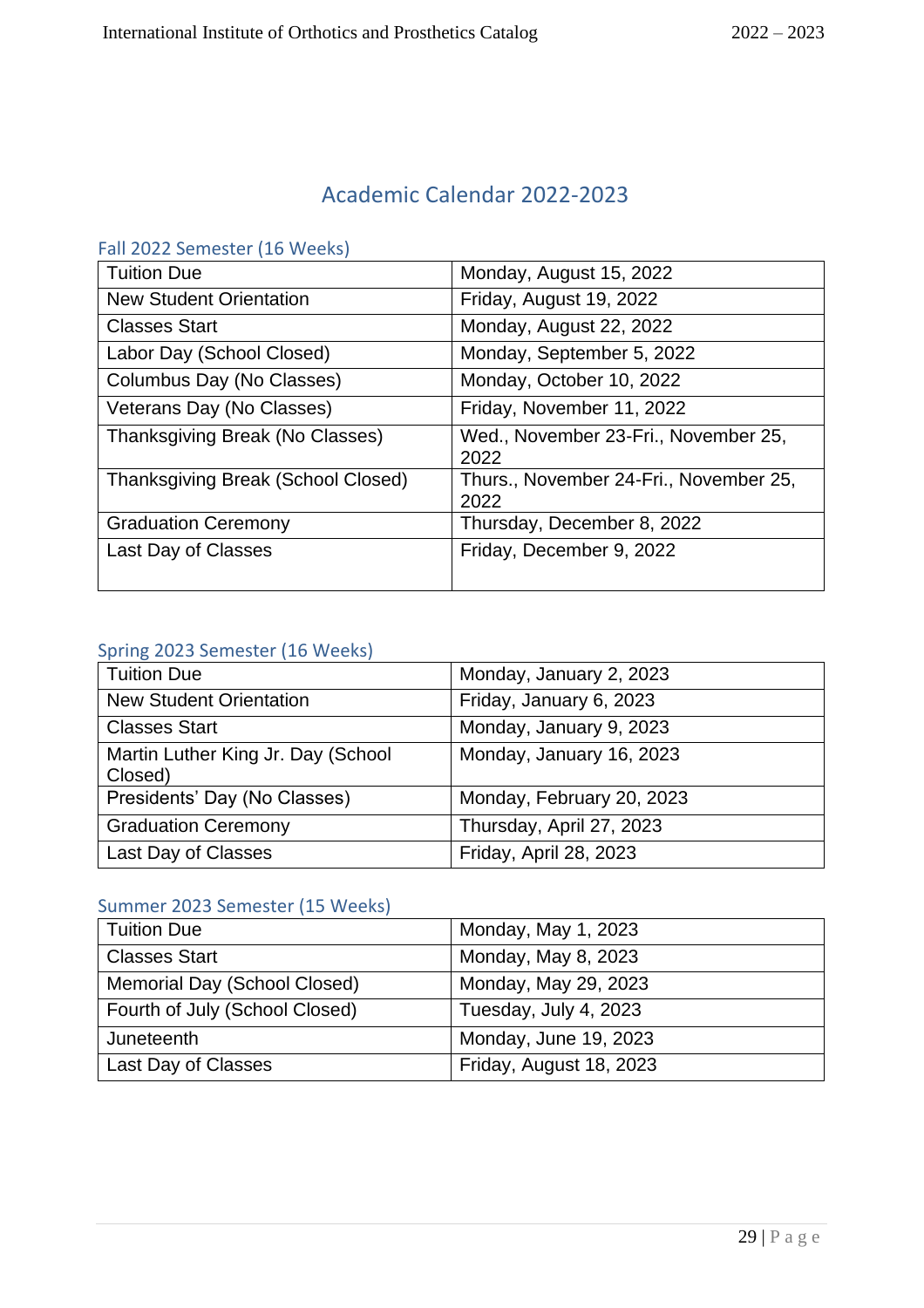# Academic Calendar 2022-2023

## Fall 2022 Semester (16 Weeks)

| | |
|---|---|
| Tuition Due | Monday, August 15, 2022 |
| New Student Orientation | Friday, August 19, 2022 |
| Classes Start | Monday, August 22, 2022 |
| Labor Day (School Closed) | Monday, September 5, 2022 |
| Columbus Day (No Classes) | Monday, October 10, 2022 |
| Veterans Day (No Classes) | Friday, November 11, 2022 |
| Thanksgiving Break (No Classes) | Wed., November 23-Fri., November 25, 2022 |
| Thanksgiving Break (School Closed) | Thurs., November 24-Fri., November 25, 2022 |
| Graduation Ceremony | Thursday, December 8, 2022 |
| Last Day of Classes | Friday, December 9, 2022 |

## Spring 2023 Semester (16 Weeks)

| | |
|---|---|
| Tuition Due | Monday, January 2, 2023 |
| New Student Orientation | Friday, January 6, 2023 |
| Classes Start | Monday, January 9, 2023 |
| Martin Luther King Jr. Day (School Closed) | Monday, January 16, 2023 |
| Presidents' Day (No Classes) | Monday, February 20, 2023 |
| Graduation Ceremony | Thursday, April 27, 2023 |
| Last Day of Classes | Friday, April 28, 2023 |

## Summer 2023 Semester (15 Weeks)

| | |
|---|---|
| Tuition Due | Monday, May 1, 2023 |
| Classes Start | Monday, May 8, 2023 |
| Memorial Day (School Closed) | Monday, May 29, 2023 |
| Fourth of July (School Closed) | Tuesday, July 4, 2023 |
| Juneteenth | Monday, June 19, 2023 |
| Last Day of Classes | Friday, August 18, 2023 |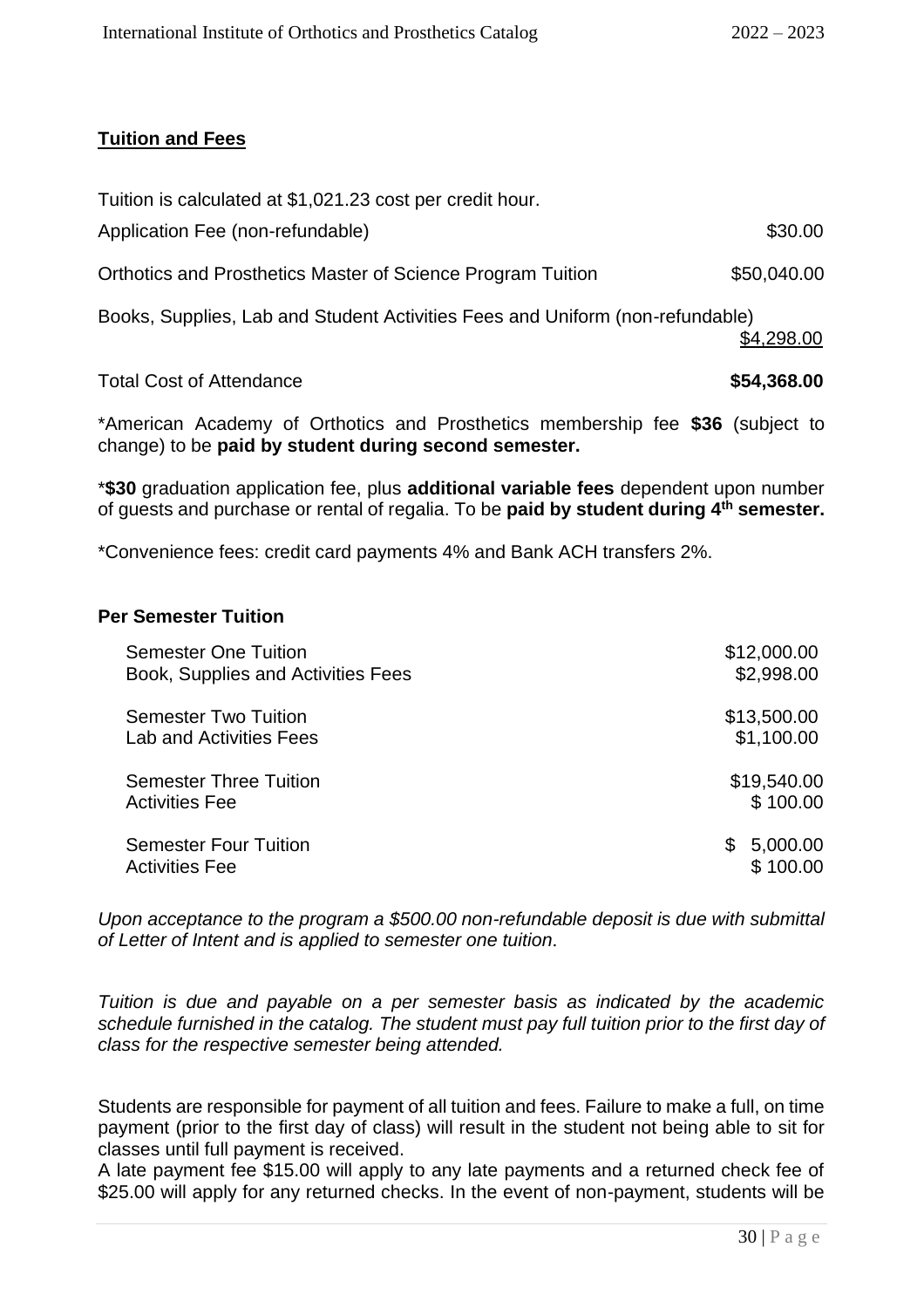## Tuition and Fees

Tuition is calculated at $1,021.23 cost per credit hour.

| | |
|---|---|
| Application Fee (non-refundable) | $30.00 |
| Orthotics and Prosthetics Master of Science Program Tuition | $50,040.00 |
| Books, Supplies, Lab and Student Activities Fees and Uniform (non-refundable) | $4,298.00 |
| Total Cost of Attendance | **$54,368.00** |

*American Academy of Orthotics and Prosthetics membership fee **$36** (subject to change) to be **paid by student during second semester.**

***$30** graduation application fee, plus **additional variable fees** dependent upon number of guests and purchase or rental of regalia. To be **paid by student during 4th semester.**

*Convenience fees: credit card payments 4% and Bank ACH transfers 2%.

**Per Semester Tuition**

| | |
|---|---|
| Semester One Tuition | $12,000.00 |
| Book, Supplies and Activities Fees | $2,998.00 |
| Semester Two Tuition | $13,500.00 |
| Lab and Activities Fees | $1,100.00 |
| Semester Three Tuition | $19,540.00 |
| Activities Fee | $ 100.00 |
| Semester Four Tuition | $ 5,000.00 |
| Activities Fee | $ 100.00 |

*Upon acceptance to the program a $500.00 non-refundable deposit is due with submittal of Letter of Intent and is applied to semester one tuition.*

*Tuition is due and payable on a per semester basis as indicated by the academic schedule furnished in the catalog. The student must pay full tuition prior to the first day of class for the respective semester being attended.*

Students are responsible for payment of all tuition and fees. Failure to make a full, on time payment (prior to the first day of class) will result in the student not being able to sit for classes until full payment is received.

A late payment fee $15.00 will apply to any late payments and a returned check fee of $25.00 will apply for any returned checks. In the event of non-payment, students will be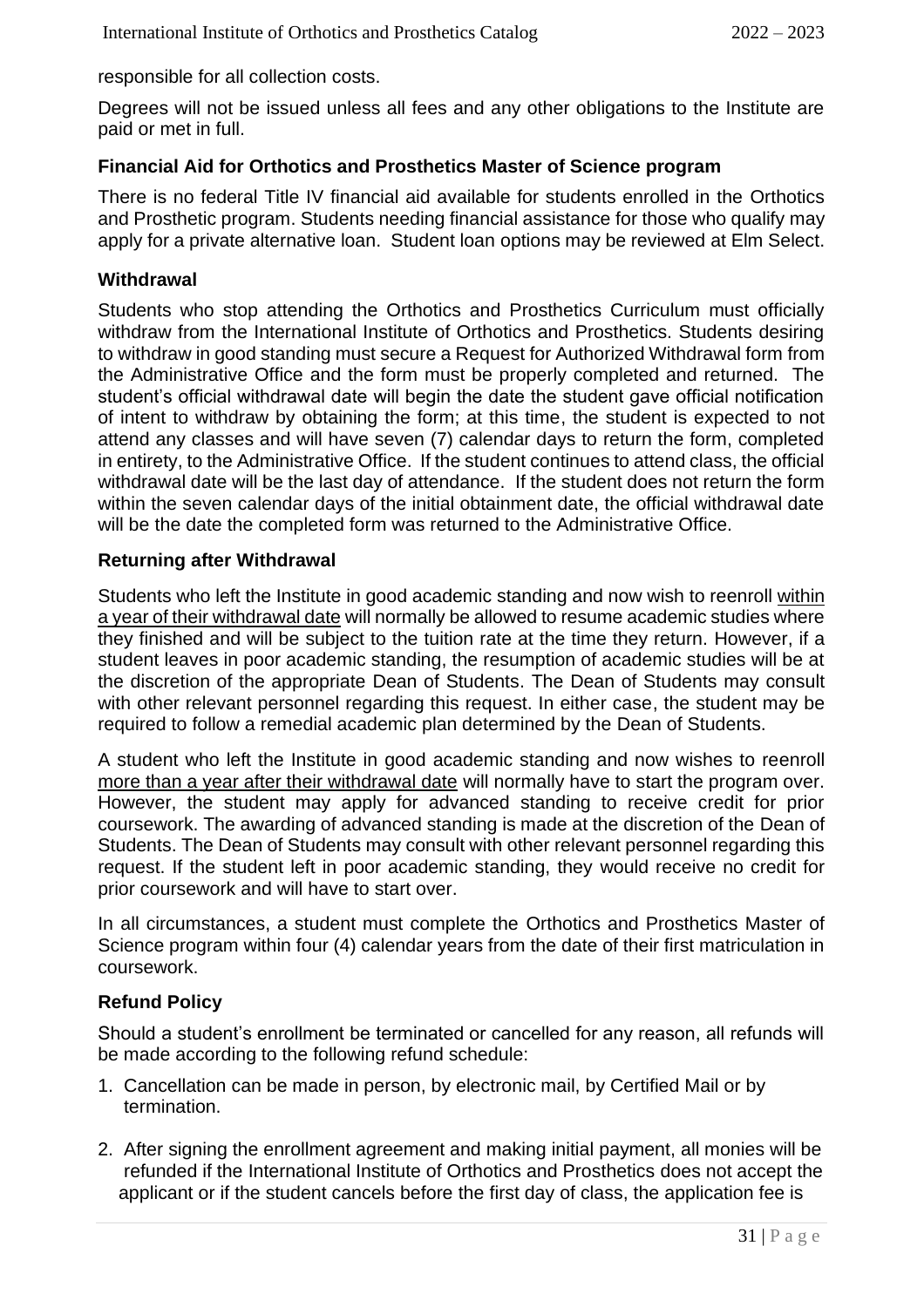responsible for all collection costs.

Degrees will not be issued unless all fees and any other obligations to the Institute are paid or met in full.

### Financial Aid for Orthotics and Prosthetics Master of Science program

There is no federal Title IV financial aid available for students enrolled in the Orthotics and Prosthetic program. Students needing financial assistance for those who qualify may apply for a private alternative loan. Student loan options may be reviewed at Elm Select.

### Withdrawal

Students who stop attending the Orthotics and Prosthetics Curriculum must officially withdraw from the International Institute of Orthotics and Prosthetics. Students desiring to withdraw in good standing must secure a Request for Authorized Withdrawal form from the Administrative Office and the form must be properly completed and returned. The student's official withdrawal date will begin the date the student gave official notification of intent to withdraw by obtaining the form; at this time, the student is expected to not attend any classes and will have seven (7) calendar days to return the form, completed in entirety, to the Administrative Office. If the student continues to attend class, the official withdrawal date will be the last day of attendance. If the student does not return the form within the seven calendar days of the initial obtainment date, the official withdrawal date will be the date the completed form was returned to the Administrative Office.

### Returning after Withdrawal

Students who left the Institute in good academic standing and now wish to reenroll <u>within a year of their withdrawal date</u> will normally be allowed to resume academic studies where they finished and will be subject to the tuition rate at the time they return. However, if a student leaves in poor academic standing, the resumption of academic studies will be at the discretion of the appropriate Dean of Students. The Dean of Students may consult with other relevant personnel regarding this request. In either case, the student may be required to follow a remedial academic plan determined by the Dean of Students.

A student who left the Institute in good academic standing and now wishes to reenroll <u>more than a year after their withdrawal date</u> will normally have to start the program over. However, the student may apply for advanced standing to receive credit for prior coursework. The awarding of advanced standing is made at the discretion of the Dean of Students. The Dean of Students may consult with other relevant personnel regarding this request. If the student left in poor academic standing, they would receive no credit for prior coursework and will have to start over.

In all circumstances, a student must complete the Orthotics and Prosthetics Master of Science program within four (4) calendar years from the date of their first matriculation in coursework.

### Refund Policy

Should a student's enrollment be terminated or cancelled for any reason, all refunds will be made according to the following refund schedule:

1. Cancellation can be made in person, by electronic mail, by Certified Mail or by termination.
2. After signing the enrollment agreement and making initial payment, all monies will be refunded if the International Institute of Orthotics and Prosthetics does not accept the applicant or if the student cancels before the first day of class, the application fee is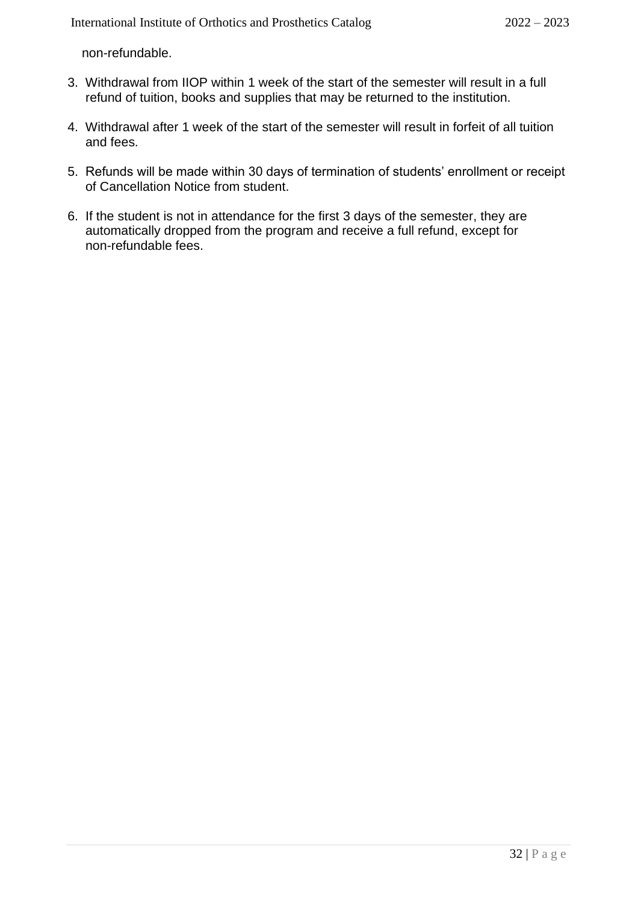non-refundable.

3. Withdrawal from IIOP within 1 week of the start of the semester will result in a full refund of tuition, books and supplies that may be returned to the institution.

4. Withdrawal after 1 week of the start of the semester will result in forfeit of all tuition and fees.

5. Refunds will be made within 30 days of termination of students' enrollment or receipt of Cancellation Notice from student.

6. If the student is not in attendance for the first 3 days of the semester, they are automatically dropped from the program and receive a full refund, except for non-refundable fees.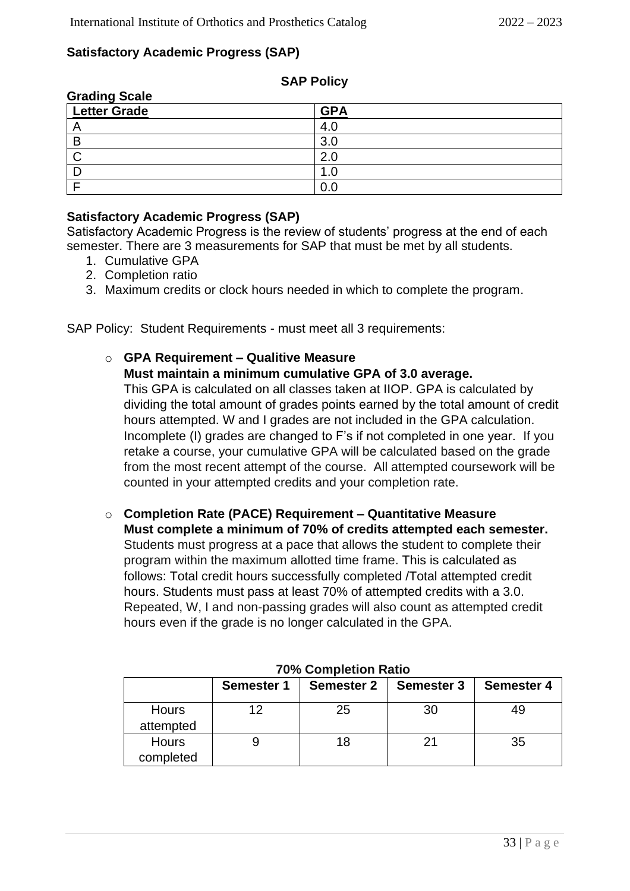## Satisfactory Academic Progress (SAP)

### SAP Policy

**Grading Scale**

| Letter Grade | GPA |
|---|---|
| A | 4.0 |
| B | 3.0 |
| C | 2.0 |
| D | 1.0 |
| F | 0.0 |

**Satisfactory Academic Progress (SAP)**
Satisfactory Academic Progress is the review of students' progress at the end of each semester. There are 3 measurements for SAP that must be met by all students.

1. Cumulative GPA
2. Completion ratio
3. Maximum credits or clock hours needed in which to complete the program.

SAP Policy: Student Requirements - must meet all 3 requirements:

- **GPA Requirement – Qualitive Measure**
  **Must maintain a minimum cumulative GPA of 3.0 average.**
  This GPA is calculated on all classes taken at IIOP. GPA is calculated by dividing the total amount of grades points earned by the total amount of credit hours attempted. W and I grades are not included in the GPA calculation. Incomplete (I) grades are changed to F's if not completed in one year. If you retake a course, your cumulative GPA will be calculated based on the grade from the most recent attempt of the course. All attempted coursework will be counted in your attempted credits and your completion rate.

- **Completion Rate (PACE) Requirement – Quantitative Measure**
  **Must complete a minimum of 70% of credits attempted each semester.**
  Students must progress at a pace that allows the student to complete their program within the maximum allotted time frame. This is calculated as follows: Total credit hours successfully completed /Total attempted credit hours. Students must pass at least 70% of attempted credits with a 3.0. Repeated, W, I and non-passing grades will also count as attempted credit hours even if the grade is no longer calculated in the GPA.

**70% Completion Ratio**

| | Semester 1 | Semester 2 | Semester 3 | Semester 4 |
|---|---|---|---|---|
| Hours attempted | 12 | 25 | 30 | 49 |
| Hours completed | 9 | 18 | 21 | 35 |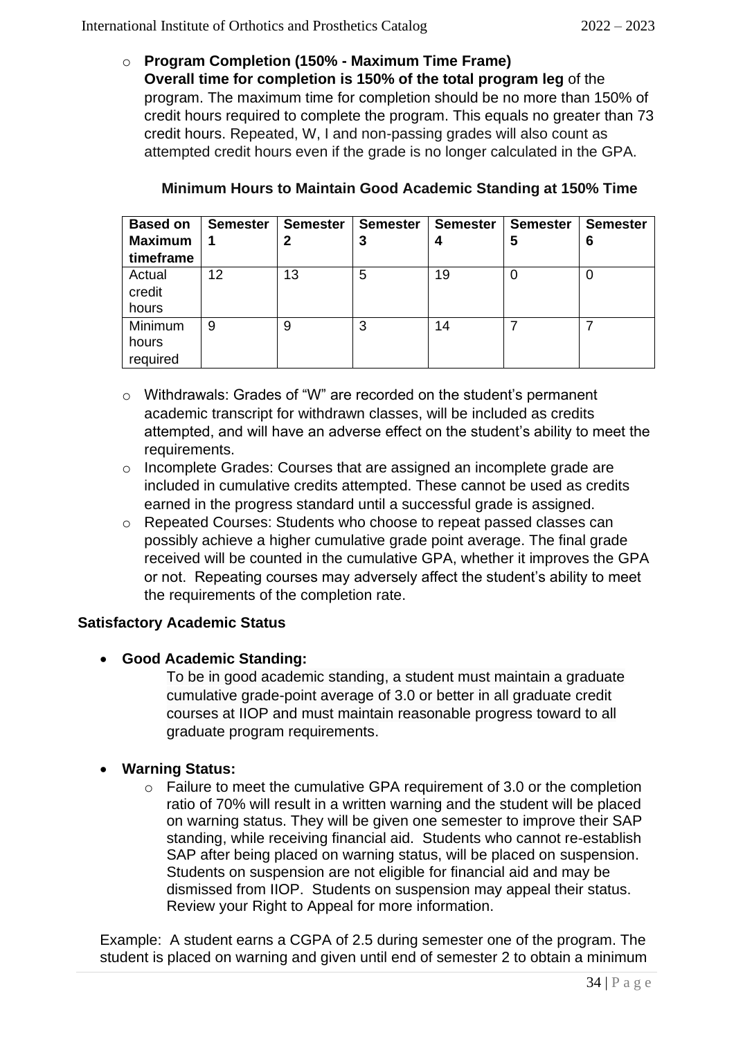- **Program Completion (150% - Maximum Time Frame)**
  **Overall time for completion is 150% of the total program leg** of the program. The maximum time for completion should be no more than 150% of credit hours required to complete the program. This equals no greater than 73 credit hours. Repeated, W, I and non-passing grades will also count as attempted credit hours even if the grade is no longer calculated in the GPA.

**Minimum Hours to Maintain Good Academic Standing at 150% Time**

| Based on Maximum timeframe | Semester 1 | Semester 2 | Semester 3 | Semester 4 | Semester 5 | Semester 6 |
|---|---|---|---|---|---|---|
| Actual credit hours | 12 | 13 | 5 | 19 | 0 | 0 |
| Minimum hours required | 9 | 9 | 3 | 14 | 7 | 7 |

- Withdrawals: Grades of "W" are recorded on the student's permanent academic transcript for withdrawn classes, will be included as credits attempted, and will have an adverse effect on the student's ability to meet the requirements.
- Incomplete Grades: Courses that are assigned an incomplete grade are included in cumulative credits attempted. These cannot be used as credits earned in the progress standard until a successful grade is assigned.
- Repeated Courses: Students who choose to repeat passed classes can possibly achieve a higher cumulative grade point average. The final grade received will be counted in the cumulative GPA, whether it improves the GPA or not. Repeating courses may adversely affect the student's ability to meet the requirements of the completion rate.

**Satisfactory Academic Status**

- **Good Academic Standing:**
  To be in good academic standing, a student must maintain a graduate cumulative grade-point average of 3.0 or better in all graduate credit courses at IIOP and must maintain reasonable progress toward to all graduate program requirements.

- **Warning Status:**
  - Failure to meet the cumulative GPA requirement of 3.0 or the completion ratio of 70% will result in a written warning and the student will be placed on warning status. They will be given one semester to improve their SAP standing, while receiving financial aid. Students who cannot re-establish SAP after being placed on warning status, will be placed on suspension. Students on suspension are not eligible for financial aid and may be dismissed from IIOP. Students on suspension may appeal their status. Review your Right to Appeal for more information.

Example: A student earns a CGPA of 2.5 during semester one of the program. The student is placed on warning and given until end of semester 2 to obtain a minimum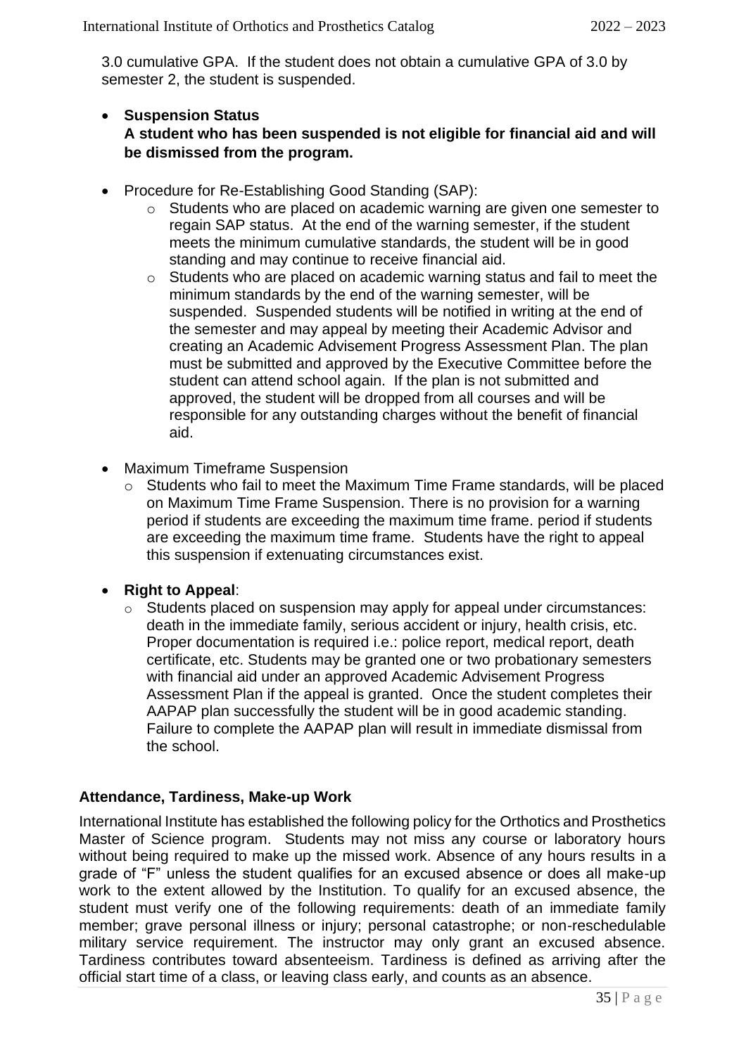3.0 cumulative GPA. If the student does not obtain a cumulative GPA of 3.0 by semester 2, the student is suspended.

- **Suspension Status**
  **A student who has been suspended is not eligible for financial aid and will be dismissed from the program.**

- Procedure for Re-Establishing Good Standing (SAP):
  - Students who are placed on academic warning are given one semester to regain SAP status. At the end of the warning semester, if the student meets the minimum cumulative standards, the student will be in good standing and may continue to receive financial aid.
  - Students who are placed on academic warning status and fail to meet the minimum standards by the end of the warning semester, will be suspended. Suspended students will be notified in writing at the end of the semester and may appeal by meeting their Academic Advisor and creating an Academic Advisement Progress Assessment Plan. The plan must be submitted and approved by the Executive Committee before the student can attend school again. If the plan is not submitted and approved, the student will be dropped from all courses and will be responsible for any outstanding charges without the benefit of financial aid.

- Maximum Timeframe Suspension
  - Students who fail to meet the Maximum Time Frame standards, will be placed on Maximum Time Frame Suspension. There is no provision for a warning period if students are exceeding the maximum time frame. period if students are exceeding the maximum time frame. Students have the right to appeal this suspension if extenuating circumstances exist.

- **Right to Appeal**:
  - Students placed on suspension may apply for appeal under circumstances: death in the immediate family, serious accident or injury, health crisis, etc. Proper documentation is required i.e.: police report, medical report, death certificate, etc. Students may be granted one or two probationary semesters with financial aid under an approved Academic Advisement Progress Assessment Plan if the appeal is granted. Once the student completes their AAPAP plan successfully the student will be in good academic standing. Failure to complete the AAPAP plan will result in immediate dismissal from the school.

### Attendance, Tardiness, Make-up Work

International Institute has established the following policy for the Orthotics and Prosthetics Master of Science program. Students may not miss any course or laboratory hours without being required to make up the missed work. Absence of any hours results in a grade of "F" unless the student qualifies for an excused absence or does all make-up work to the extent allowed by the Institution. To qualify for an excused absence, the student must verify one of the following requirements: death of an immediate family member; grave personal illness or injury; personal catastrophe; or non-reschedulable military service requirement. The instructor may only grant an excused absence. Tardiness contributes toward absenteeism. Tardiness is defined as arriving after the official start time of a class, or leaving class early, and counts as an absence.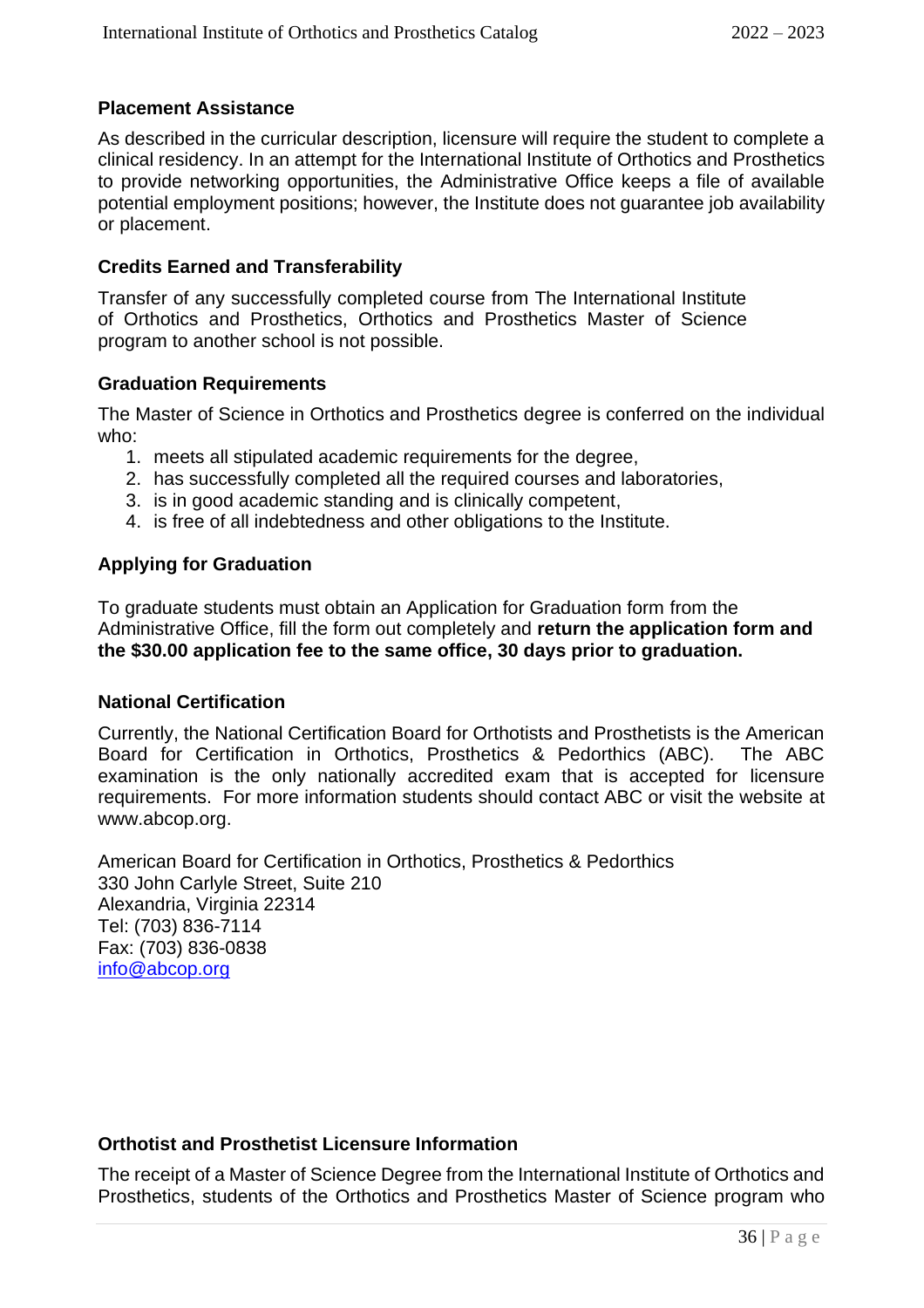### Placement Assistance

As described in the curricular description, licensure will require the student to complete a clinical residency. In an attempt for the International Institute of Orthotics and Prosthetics to provide networking opportunities, the Administrative Office keeps a file of available potential employment positions; however, the Institute does not guarantee job availability or placement.

### Credits Earned and Transferability

Transfer of any successfully completed course from The International Institute of Orthotics and Prosthetics, Orthotics and Prosthetics Master of Science program to another school is not possible.

### Graduation Requirements

The Master of Science in Orthotics and Prosthetics degree is conferred on the individual who:

1. meets all stipulated academic requirements for the degree,
2. has successfully completed all the required courses and laboratories,
3. is in good academic standing and is clinically competent,
4. is free of all indebtedness and other obligations to the Institute.

### Applying for Graduation

To graduate students must obtain an Application for Graduation form from the Administrative Office, fill the form out completely and **return the application form and the $30.00 application fee to the same office, 30 days prior to graduation.**

### National Certification

Currently, the National Certification Board for Orthotists and Prosthetists is the American Board for Certification in Orthotics, Prosthetics & Pedorthics (ABC). The ABC examination is the only nationally accredited exam that is accepted for licensure requirements. For more information students should contact ABC or visit the website at www.abcop.org.

American Board for Certification in Orthotics, Prosthetics & Pedorthics
330 John Carlyle Street, Suite 210
Alexandria, Virginia 22314
Tel: (703) 836-7114
Fax: (703) 836-0838
info@abcop.org

### Orthotist and Prosthetist Licensure Information

The receipt of a Master of Science Degree from the International Institute of Orthotics and Prosthetics, students of the Orthotics and Prosthetics Master of Science program who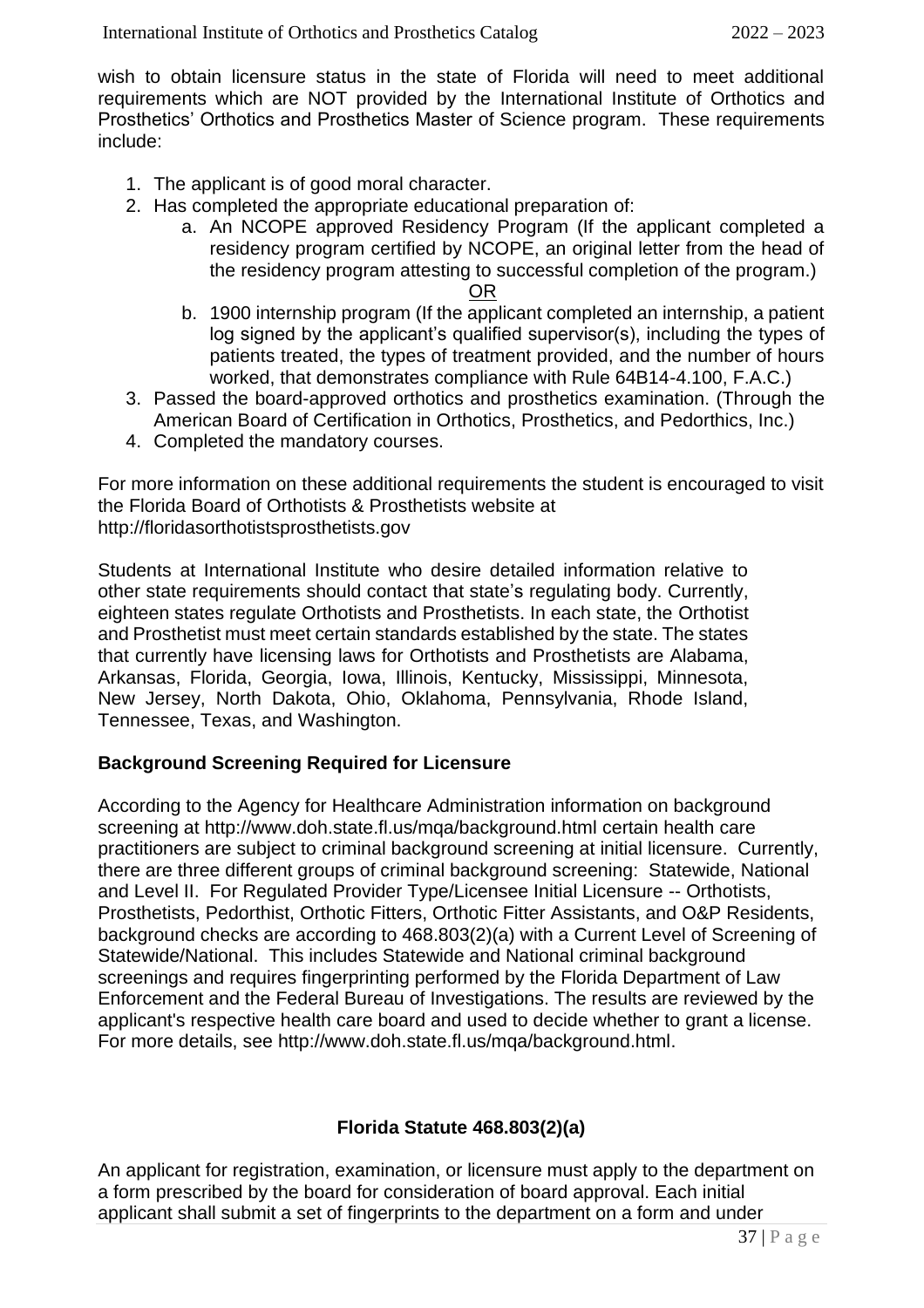wish to obtain licensure status in the state of Florida will need to meet additional requirements which are NOT provided by the International Institute of Orthotics and Prosthetics' Orthotics and Prosthetics Master of Science program. These requirements include:

1. The applicant is of good moral character.
2. Has completed the appropriate educational preparation of:
   a. An NCOPE approved Residency Program (If the applicant completed a residency program certified by NCOPE, an original letter from the head of the residency program attesting to successful completion of the program.)

      OR

   b. 1900 internship program (If the applicant completed an internship, a patient log signed by the applicant's qualified supervisor(s), including the types of patients treated, the types of treatment provided, and the number of hours worked, that demonstrates compliance with Rule 64B14-4.100, F.A.C.)
3. Passed the board-approved orthotics and prosthetics examination. (Through the American Board of Certification in Orthotics, Prosthetics, and Pedorthics, Inc.)
4. Completed the mandatory courses.

For more information on these additional requirements the student is encouraged to visit the Florida Board of Orthotists & Prosthetists website at http://floridasorthotistsprosthetists.gov

Students at International Institute who desire detailed information relative to other state requirements should contact that state's regulating body. Currently, eighteen states regulate Orthotists and Prosthetists. In each state, the Orthotist and Prosthetist must meet certain standards established by the state. The states that currently have licensing laws for Orthotists and Prosthetists are Alabama, Arkansas, Florida, Georgia, Iowa, Illinois, Kentucky, Mississippi, Minnesota, New Jersey, North Dakota, Ohio, Oklahoma, Pennsylvania, Rhode Island, Tennessee, Texas, and Washington.

## Background Screening Required for Licensure

According to the Agency for Healthcare Administration information on background screening at http://www.doh.state.fl.us/mqa/background.html certain health care practitioners are subject to criminal background screening at initial licensure. Currently, there are three different groups of criminal background screening: Statewide, National and Level II. For Regulated Provider Type/Licensee Initial Licensure -- Orthotists, Prosthetists, Pedorthist, Orthotic Fitters, Orthotic Fitter Assistants, and O&P Residents, background checks are according to 468.803(2)(a) with a Current Level of Screening of Statewide/National. This includes Statewide and National criminal background screenings and requires fingerprinting performed by the Florida Department of Law Enforcement and the Federal Bureau of Investigations. The results are reviewed by the applicant's respective health care board and used to decide whether to grant a license. For more details, see http://www.doh.state.fl.us/mqa/background.html.

## Florida Statute 468.803(2)(a)

An applicant for registration, examination, or licensure must apply to the department on a form prescribed by the board for consideration of board approval. Each initial applicant shall submit a set of fingerprints to the department on a form and under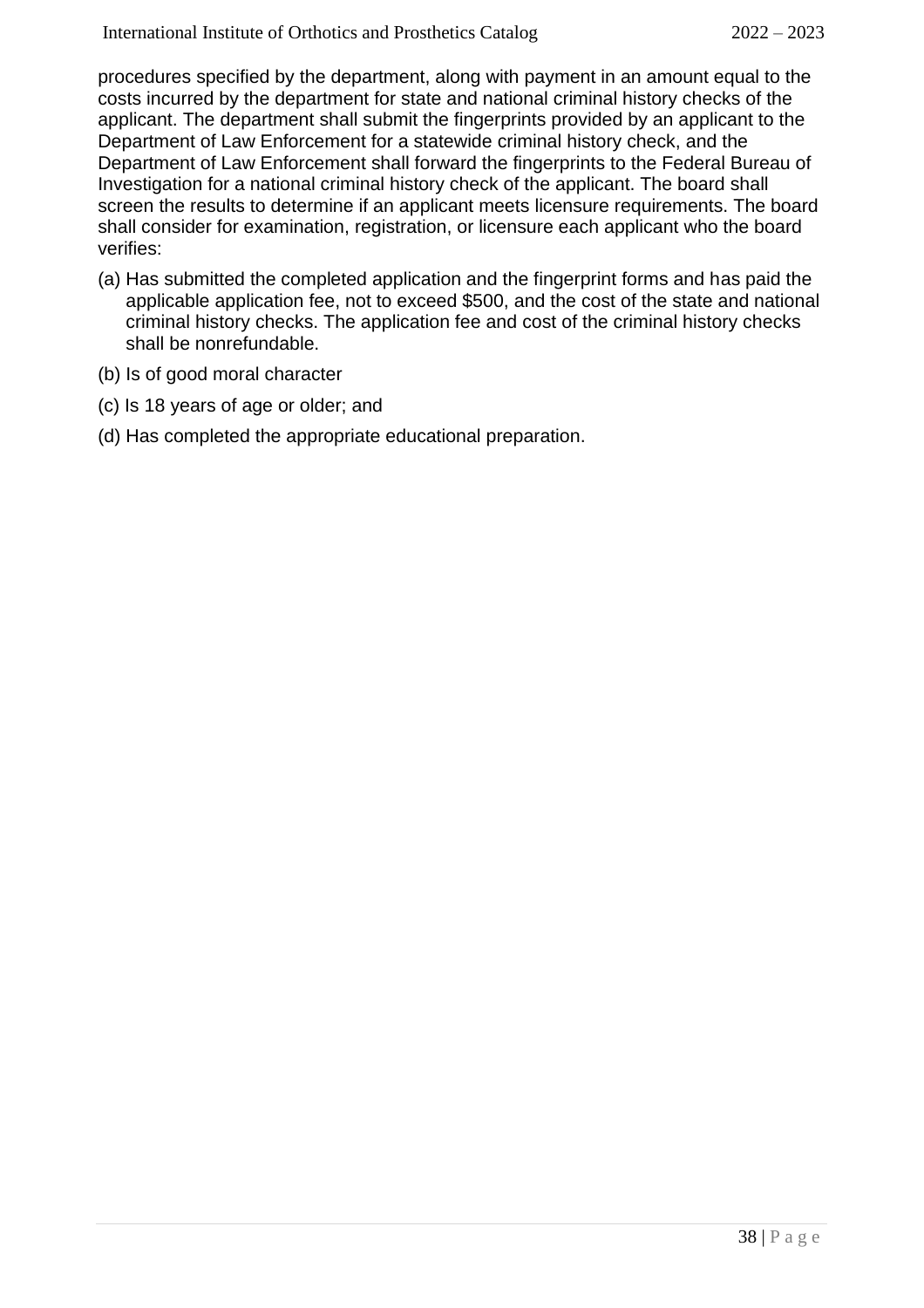procedures specified by the department, along with payment in an amount equal to the costs incurred by the department for state and national criminal history checks of the applicant. The department shall submit the fingerprints provided by an applicant to the Department of Law Enforcement for a statewide criminal history check, and the Department of Law Enforcement shall forward the fingerprints to the Federal Bureau of Investigation for a national criminal history check of the applicant. The board shall screen the results to determine if an applicant meets licensure requirements. The board shall consider for examination, registration, or licensure each applicant who the board verifies:

(a) Has submitted the completed application and the fingerprint forms and has paid the applicable application fee, not to exceed $500, and the cost of the state and national criminal history checks. The application fee and cost of the criminal history checks shall be nonrefundable.

(b) Is of good moral character

(c) Is 18 years of age or older; and

(d) Has completed the appropriate educational preparation.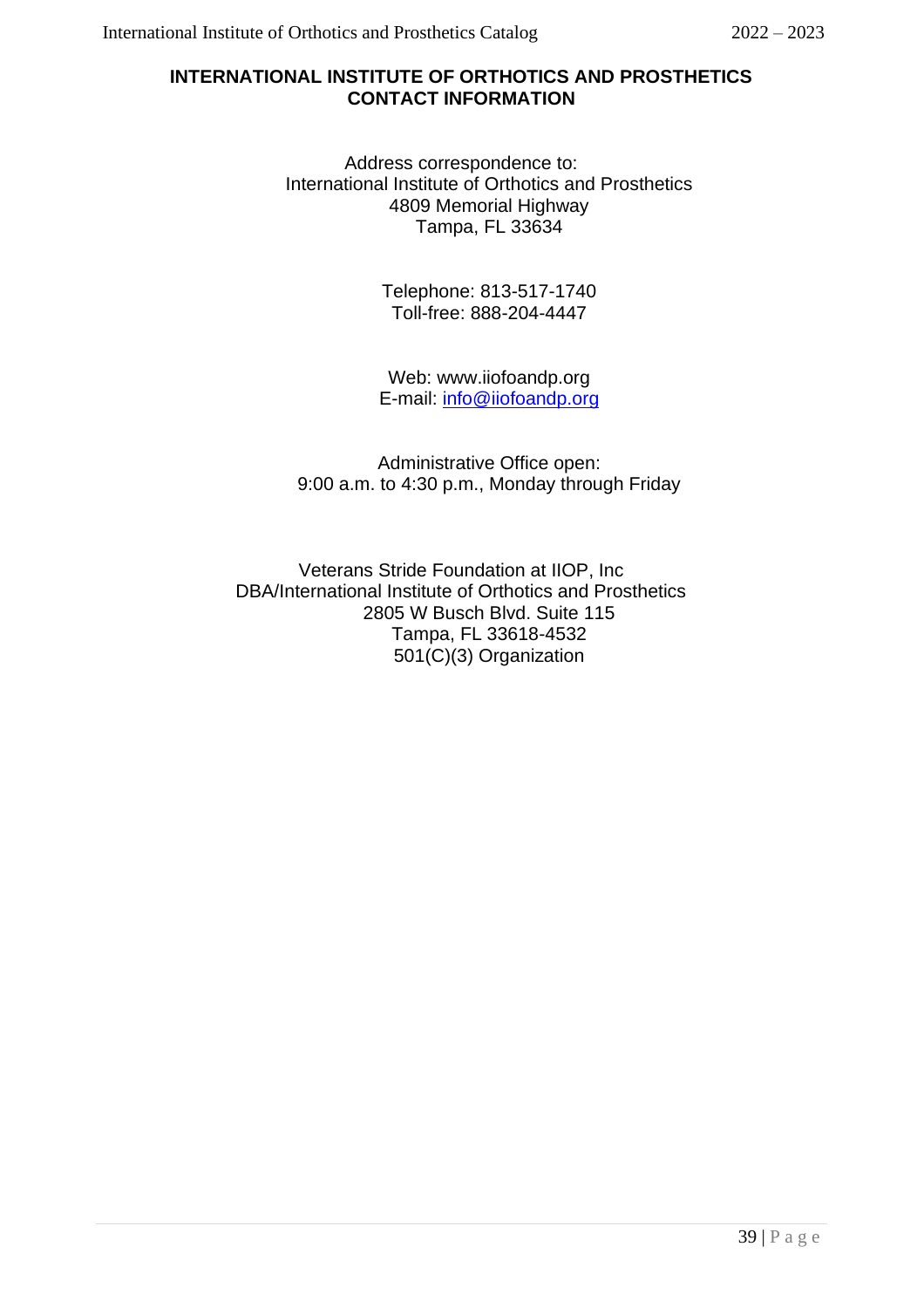## INTERNATIONAL INSTITUTE OF ORTHOTICS AND PROSTHETICS CONTACT INFORMATION

Address correspondence to:
International Institute of Orthotics and Prosthetics
4809 Memorial Highway
Tampa, FL 33634

Telephone: 813-517-1740
Toll-free: 888-204-4447

Web: www.iiofoandp.org
E-mail: info@iiofoandp.org

Administrative Office open:
9:00 a.m. to 4:30 p.m., Monday through Friday

Veterans Stride Foundation at IIOP, Inc
DBA/International Institute of Orthotics and Prosthetics
2805 W Busch Blvd. Suite 115
Tampa, FL 33618-4532
501(C)(3) Organization